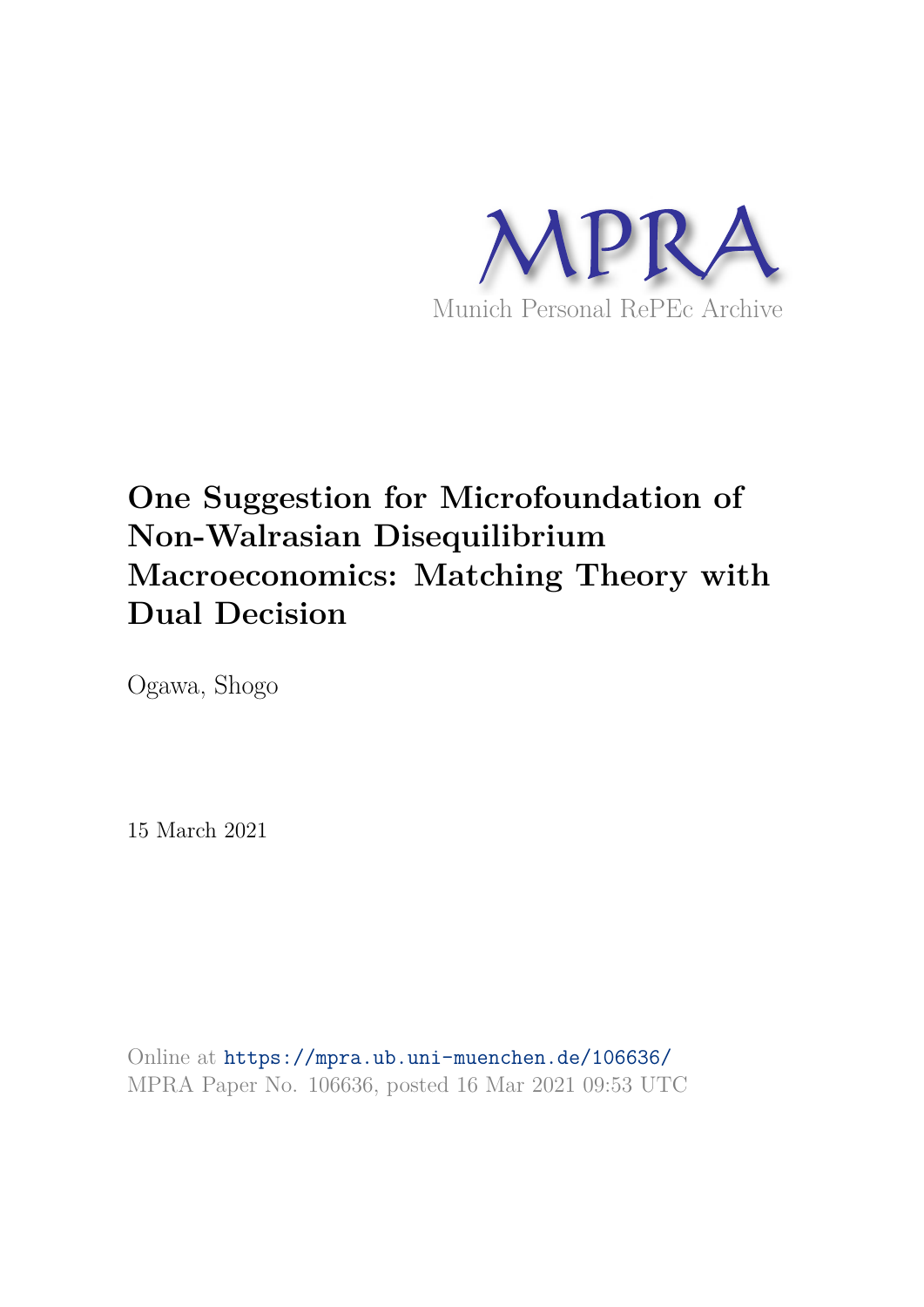MPRA

Munich Personal RePEc Archive

# One Suggestion for Microfoundation of Non-Walrasian Disequilibrium Macroeconomics: Matching Theory with Dual Decision

Ogawa, Shogo

15 March 2021

Online at https://mpra.ub.uni-muenchen.de/106636/
MPRA Paper No. 106636, posted 16 Mar 2021 09:53 UTC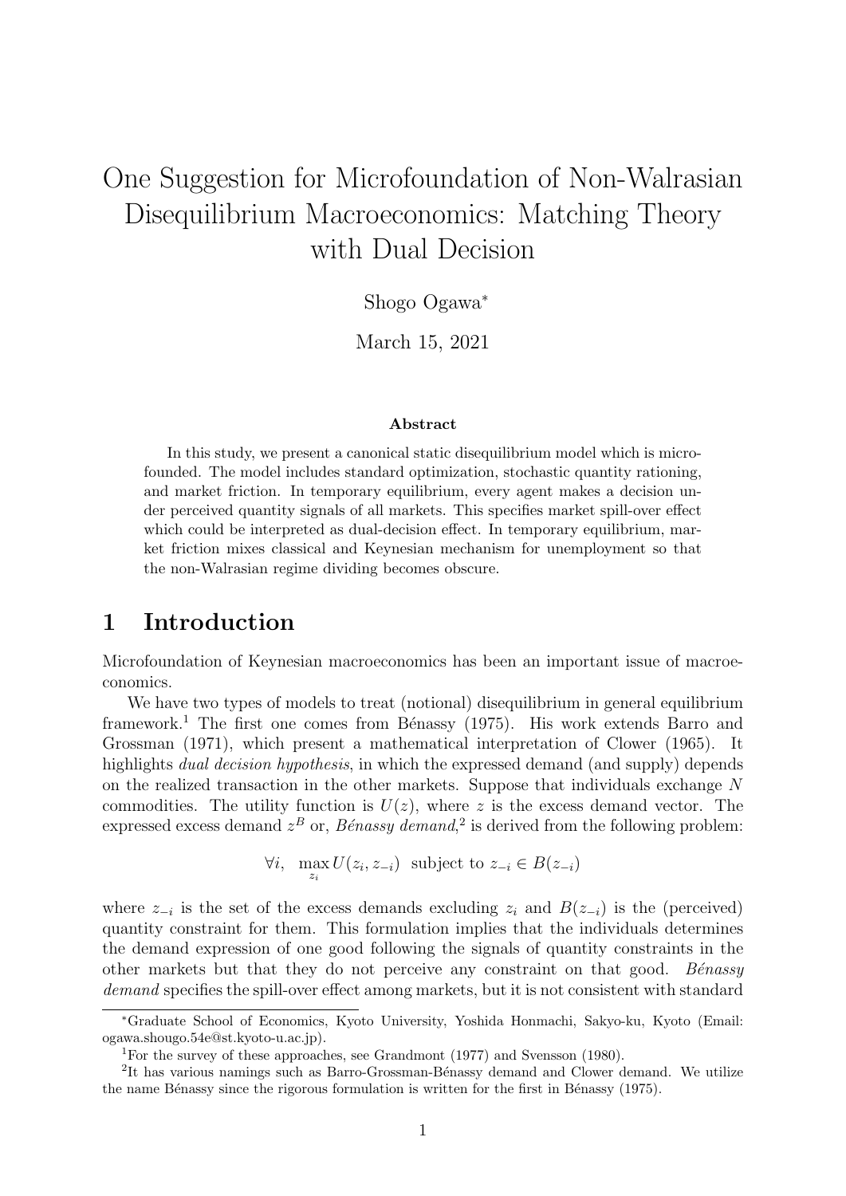# One Suggestion for Microfoundation of Non-Walrasian Disequilibrium Macroeconomics: Matching Theory with Dual Decision

Shogo Ogawa*

March 15, 2021

### Abstract

In this study, we present a canonical static disequilibrium model which is microfounded. The model includes standard optimization, stochastic quantity rationing, and market friction. In temporary equilibrium, every agent makes a decision under perceived quantity signals of all markets. This specifies market spill-over effect which could be interpreted as dual-decision effect. In temporary equilibrium, market friction mixes classical and Keynesian mechanism for unemployment so that the non-Walrasian regime dividing becomes obscure.

## 1 Introduction

Microfoundation of Keynesian macroeconomics has been an important issue of macroeconomics.

We have two types of models to treat (notional) disequilibrium in general equilibrium framework.[1] The first one comes from Bénassy (1975). His work extends Barro and Grossman (1971), which present a mathematical interpretation of Clower (1965). It highlights *dual decision hypothesis*, in which the expressed demand (and supply) depends on the realized transaction in the other markets. Suppose that individuals exchange $N$ commodities. The utility function is $U(z)$, where $z$ is the excess demand vector. The expressed excess demand $z^B$ or, *Bénassy demand*,[2] is derived from the following problem:

$$\forall i, \quad \max_{z_i} U(z_i, z_{-i}) \text{ subject to } z_{-i} \in B(z_{-i})$$

where $z_{-i}$ is the set of the excess demands excluding $z_i$ and $B(z_{-i})$ is the (perceived) quantity constraint for them. This formulation implies that the individuals determines the demand expression of one good following the signals of quantity constraints in the other markets but that they do not perceive any constraint on that good. *Bénassy demand* specifies the spill-over effect among markets, but it is not consistent with standard

---

*Graduate School of Economics, Kyoto University, Yoshida Honmachi, Sakyo-ku, Kyoto (Email: ogawa.shougo.54e@st.kyoto-u.ac.jp).

[1] For the survey of these approaches, see Grandmont (1977) and Svensson (1980).

[2] It has various namings such as Barro-Grossman-Bénassy demand and Clower demand. We utilize the name Bénassy since the rigorous formulation is written for the first in Bénassy (1975).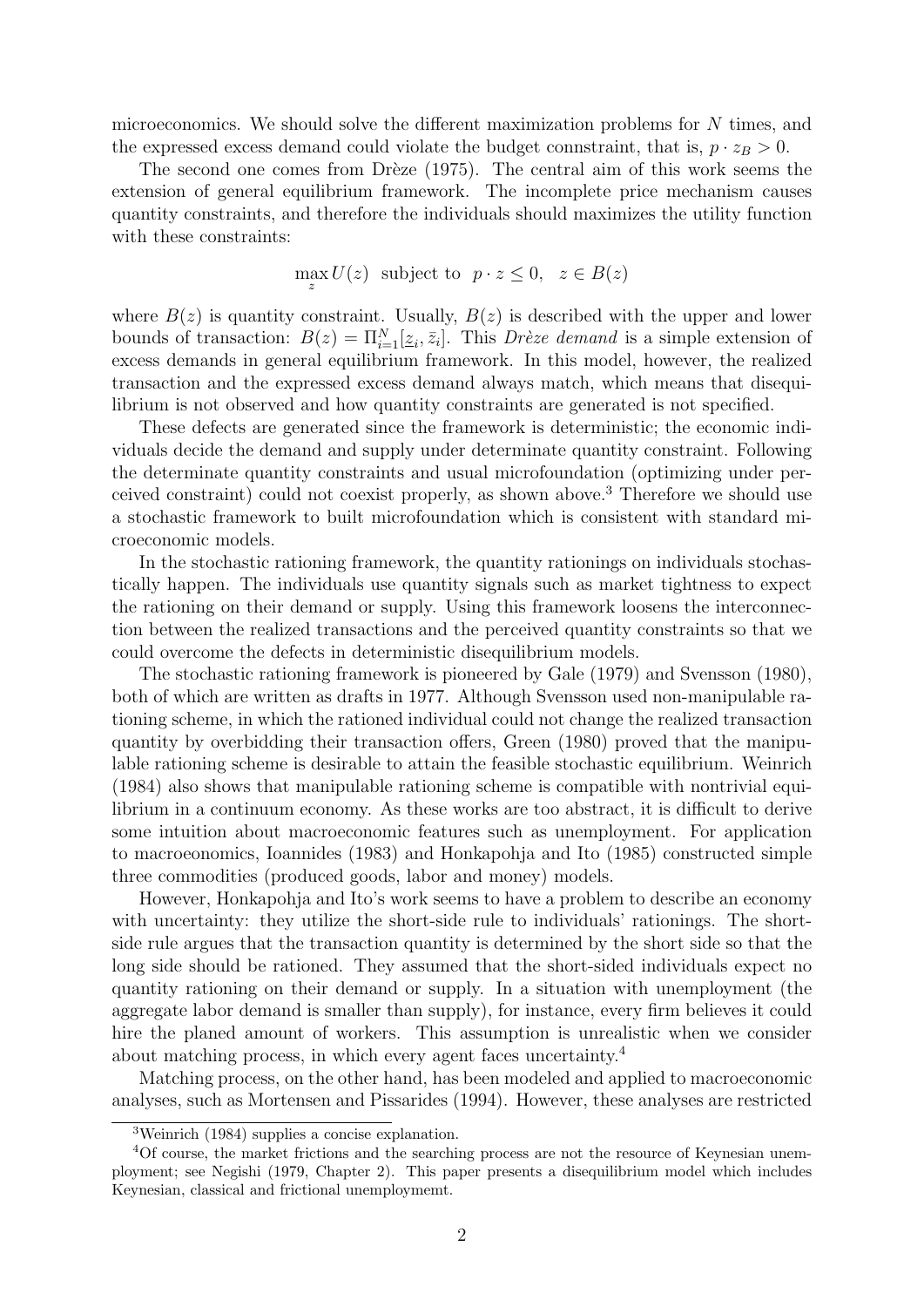microeconomics. We should solve the different maximization problems for $N$ times, and the expressed excess demand could violate the budget connstraint, that is, $p \cdot z_B > 0$.

The second one comes from Drèze (1975). The central aim of this work seems the extension of general equilibrium framework. The incomplete price mechanism causes quantity constraints, and therefore the individuals should maximizes the utility function with these constraints:

$$\max_z U(z) \text{ subject to } p \cdot z \leq 0, \quad z \in B(z)$$

where $B(z)$ is quantity constraint. Usually, $B(z)$ is described with the upper and lower bounds of transaction: $B(z) = \Pi_{i=1}^N [\underline{z}_i, \bar{z}_i]$. This *Drèze demand* is a simple extension of excess demands in general equilibrium framework. In this model, however, the realized transaction and the expressed excess demand always match, which means that disequilibrium is not observed and how quantity constraints are generated is not specified.

These defects are generated since the framework is deterministic; the economic individuals decide the demand and supply under determinate quantity constraint. Following the determinate quantity constraints and usual microfoundation (optimizing under perceived constraint) could not coexist properly, as shown above.[3] Therefore we should use a stochastic framework to built microfoundation which is consistent with standard microeconomic models.

In the stochastic rationing framework, the quantity rationings on individuals stochastically happen. The individuals use quantity signals such as market tightness to expect the rationing on their demand or supply. Using this framework loosens the interconnection between the realized transactions and the perceived quantity constraints so that we could overcome the defects in deterministic disequilibrium models.

The stochastic rationing framework is pioneered by Gale (1979) and Svensson (1980), both of which are written as drafts in 1977. Although Svensson used non-manipulable rationing scheme, in which the rationed individual could not change the realized transaction quantity by overbidding their transaction offers, Green (1980) proved that the manipulable rationing scheme is desirable to attain the feasible stochastic equilibrium. Weinrich (1984) also shows that manipulable rationing scheme is compatible with nontrivial equilibrium in a continuum economy. As these works are too abstract, it is difficult to derive some intuition about macroeconomic features such as unemployment. For application to macroeonomics, Ioannides (1983) and Honkapohja and Ito (1985) constructed simple three commodities (produced goods, labor and money) models.

However, Honkapohja and Ito's work seems to have a problem to describe an economy with uncertainty: they utilize the short-side rule to individuals' rationings. The short-side rule argues that the transaction quantity is determined by the short side so that the long side should be rationed. They assumed that the short-sided individuals expect no quantity rationing on their demand or supply. In a situation with unemployment (the aggregate labor demand is smaller than supply), for instance, every firm believes it could hire the planed amount of workers. This assumption is unrealistic when we consider about matching process, in which every agent faces uncertainty.[4]

Matching process, on the other hand, has been modeled and applied to macroeconomic analyses, such as Mortensen and Pissarides (1994). However, these analyses are restricted

[3] Weinrich (1984) supplies a concise explanation.

[4] Of course, the market frictions and the searching process are not the resource of Keynesian unemployment; see Negishi (1979, Chapter 2). This paper presents a disequilibrium model which includes Keynesian, classical and frictional unemploymemt.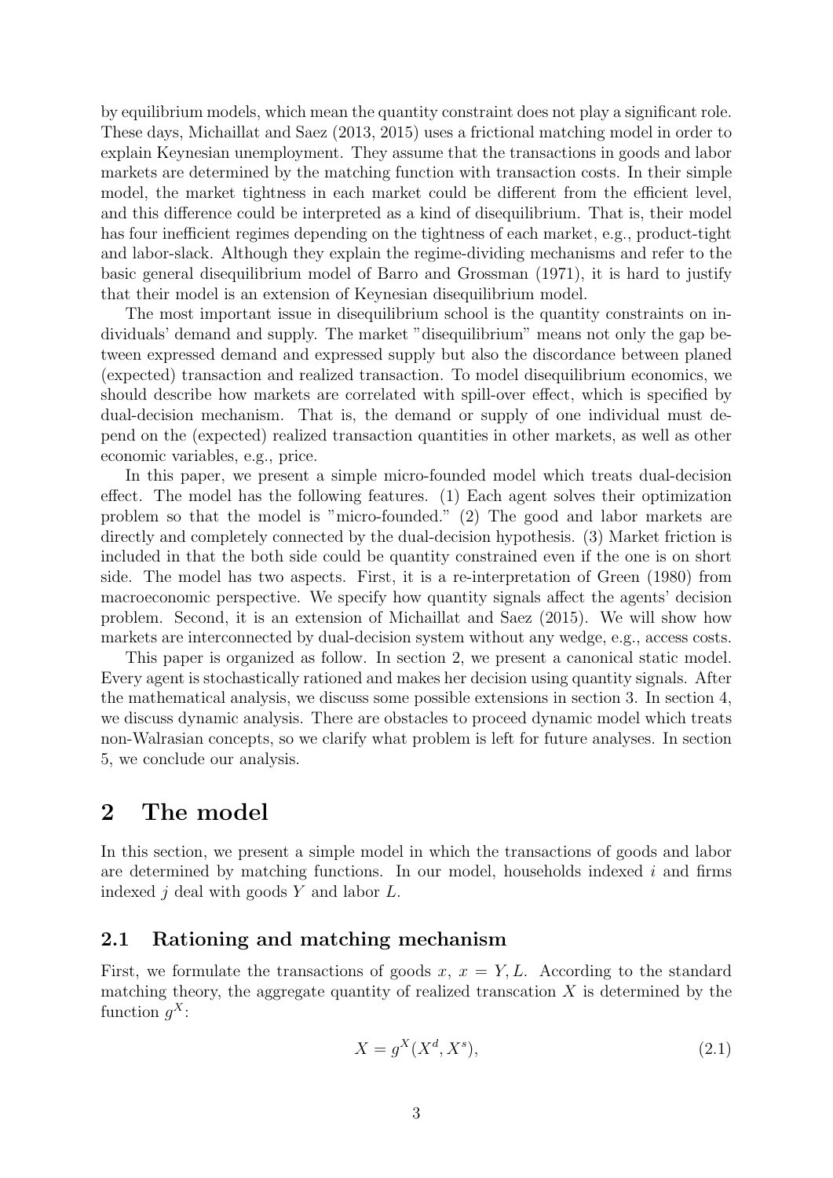by equilibrium models, which mean the quantity constraint does not play a significant role. These days, Michaillat and Saez (2013, 2015) uses a frictional matching model in order to explain Keynesian unemployment. They assume that the transactions in goods and labor markets are determined by the matching function with transaction costs. In their simple model, the market tightness in each market could be different from the efficient level, and this difference could be interpreted as a kind of disequilibrium. That is, their model has four inefficient regimes depending on the tightness of each market, e.g., product-tight and labor-slack. Although they explain the regime-dividing mechanisms and refer to the basic general disequilibrium model of Barro and Grossman (1971), it is hard to justify that their model is an extension of Keynesian disequilibrium model.

The most important issue in disequilibrium school is the quantity constraints on individuals' demand and supply. The market "disequilibrium" means not only the gap between expressed demand and expressed supply but also the discordance between planed (expected) transaction and realized transaction. To model disequilibrium economics, we should describe how markets are correlated with spill-over effect, which is specified by dual-decision mechanism. That is, the demand or supply of one individual must depend on the (expected) realized transaction quantities in other markets, as well as other economic variables, e.g., price.

In this paper, we present a simple micro-founded model which treats dual-decision effect. The model has the following features. (1) Each agent solves their optimization problem so that the model is "micro-founded." (2) The good and labor markets are directly and completely connected by the dual-decision hypothesis. (3) Market friction is included in that the both side could be quantity constrained even if the one is on short side. The model has two aspects. First, it is a re-interpretation of Green (1980) from macroeconomic perspective. We specify how quantity signals affect the agents' decision problem. Second, it is an extension of Michaillat and Saez (2015). We will show how markets are interconnected by dual-decision system without any wedge, e.g., access costs.

This paper is organized as follow. In section 2, we present a canonical static model. Every agent is stochastically rationed and makes her decision using quantity signals. After the mathematical analysis, we discuss some possible extensions in section 3. In section 4, we discuss dynamic analysis. There are obstacles to proceed dynamic model which treats non-Walrasian concepts, so we clarify what problem is left for future analyses. In section 5, we conclude our analysis.

# 2 The model

In this section, we present a simple model in which the transactions of goods and labor are determined by matching functions. In our model, households indexed $i$ and firms indexed $j$ deal with goods $Y$ and labor $L$.

## 2.1 Rationing and matching mechanism

First, we formulate the transactions of goods $x$, $x = Y, L$. According to the standard matching theory, the aggregate quantity of realized transcation $X$ is determined by the function $g^X$:

$$X = g^X(X^d, X^s), \tag{2.1}$$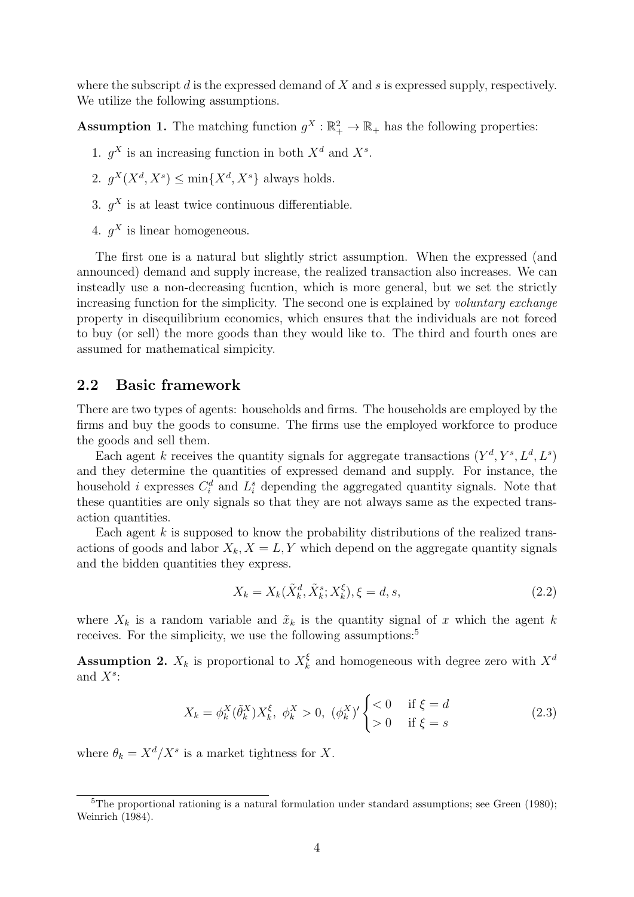where the subscript $d$ is the expressed demand of $X$ and $s$ is expressed supply, respectively. We utilize the following assumptions.

**Assumption 1.** The matching function $g^X : \mathbb{R}_+^2 \to \mathbb{R}_+$ has the following properties:

1. $g^X$ is an increasing function in both $X^d$ and $X^s$.
2. $g^X(X^d, X^s) \leq \min\{X^d, X^s\}$ always holds.
3. $g^X$ is at least twice continuous differentiable.
4. $g^X$ is linear homogeneous.

The first one is a natural but slightly strict assumption. When the expressed (and announced) demand and supply increase, the realized transaction also increases. We can insteadly use a non-decreasing fucntion, which is more general, but we set the strictly increasing function for the simplicity. The second one is explained by *voluntary exchange* property in disequilibrium economics, which ensures that the individuals are not forced to buy (or sell) the more goods than they would like to. The third and fourth ones are assumed for mathematical simpicity.

## 2.2 Basic framework

There are two types of agents: households and firms. The households are employed by the firms and buy the goods to consume. The firms use the employed workforce to produce the goods and sell them.

Each agent $k$ receives the quantity signals for aggregate transactions $(Y^d, Y^s, L^d, L^s)$ and they determine the quantities of expressed demand and supply. For instance, the household $i$ expresses $C_i^d$ and $L_i^s$ depending the aggregated quantity signals. Note that these quantities are only signals so that they are not always same as the expected transaction quantities.

Each agent $k$ is supposed to know the probability distributions of the realized transactions of goods and labor $X_k, X = L, Y$ which depend on the aggregate quantity signals and the bidden quantities they express.

$$X_k = X_k(\tilde{X}_k^d, \tilde{X}_k^s; X_k^\xi), \xi = d, s, \tag{2.2}$$

where $X_k$ is a random variable and $\tilde{x}_k$ is the quantity signal of $x$ which the agent $k$ receives. For the simplicity, we use the following assumptions:[5]

**Assumption 2.** $X_k$ is proportional to $X_k^\xi$ and homogeneous with degree zero with $X^d$ and $X^s$:

$$X_k = \phi_k^X(\tilde{\theta}_k^X)X_k^\xi, \ \phi_k^X > 0, \ (\phi_k^X)' \begin{cases} < 0 & \text{if } \xi = d \\ > 0 & \text{if } \xi = s \end{cases} \tag{2.3}$$

where $\theta_k = X^d/X^s$ is a market tightness for $X$.

[5] The proportional rationing is a natural formulation under standard assumptions; see Green (1980); Weinrich (1984).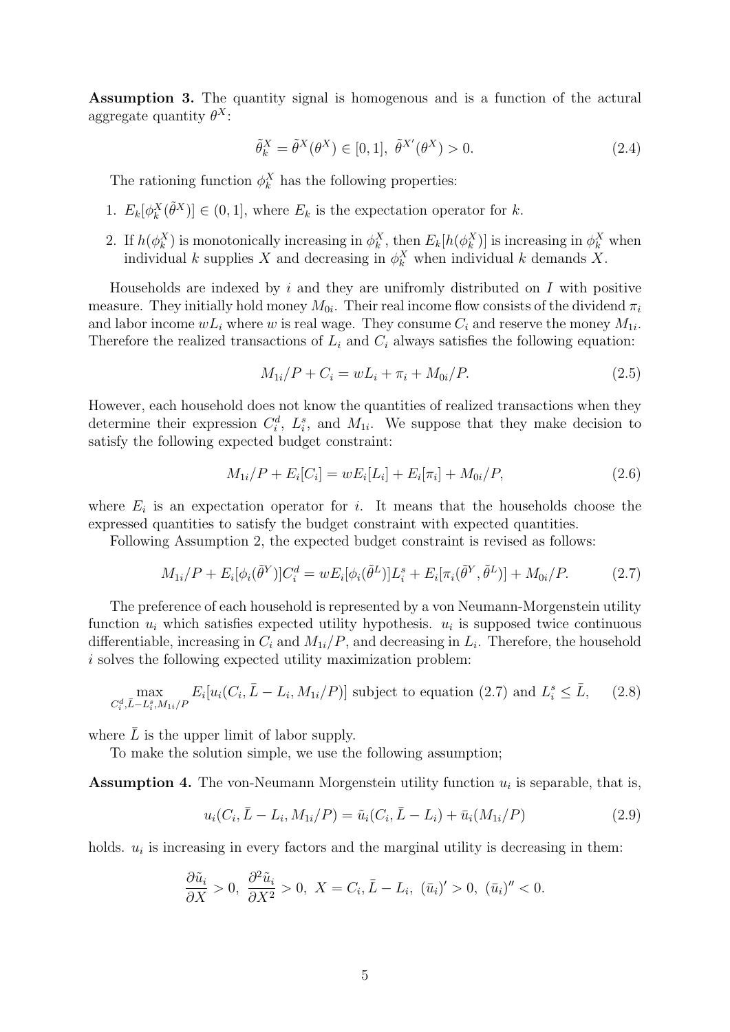**Assumption 3.** The quantity signal is homogenous and is a function of the actural aggregate quantity $\theta^X$:

$$\tilde{\theta}_k^X = \tilde{\theta}^X(\theta^X) \in [0,1],\ \tilde{\theta}^{X\prime}(\theta^X) > 0. \tag{2.4}$$

The rationing function $\phi_k^X$ has the following properties:

1. $E_k[\phi_k^X(\tilde{\theta}^X)] \in (0,1]$, where $E_k$ is the expectation operator for $k$.
2. If $h(\phi_k^X)$ is monotonically increasing in $\phi_k^X$, then $E_k[h(\phi_k^X)]$ is increasing in $\phi_k^X$ when individual $k$ supplies $X$ and decreasing in $\phi_k^X$ when individual $k$ demands $X$.

Households are indexed by $i$ and they are unifromly distributed on $I$ with positive measure. They initially hold money $M_{0i}$. Their real income flow consists of the dividend $\pi_i$ and labor income $wL_i$ where $w$ is real wage. They consume $C_i$ and reserve the money $M_{1i}$. Therefore the realized transactions of $L_i$ and $C_i$ always satisfies the following equation:

$$M_{1i}/P + C_i = wL_i + \pi_i + M_{0i}/P. \tag{2.5}$$

However, each household does not know the quantities of realized transactions when they determine their expression $C_i^d$, $L_i^s$, and $M_{1i}$. We suppose that they make decision to satisfy the following expected budget constraint:

$$M_{1i}/P + E_i[C_i] = wE_i[L_i] + E_i[\pi_i] + M_{0i}/P, \tag{2.6}$$

where $E_i$ is an expectation operator for $i$. It means that the households choose the expressed quantities to satisfy the budget constraint with expected quantities.

Following Assumption 2, the expected budget constraint is revised as follows:

$$M_{1i}/P + E_i[\phi_i(\tilde{\theta}^Y)]C_i^d = wE_i[\phi_i(\tilde{\theta}^L)]L_i^s + E_i[\pi_i(\tilde{\theta}^Y, \tilde{\theta}^L)] + M_{0i}/P. \tag{2.7}$$

The preference of each household is represented by a von Neumann-Morgenstein utility function $u_i$ which satisfies expected utility hypothesis. $u_i$ is supposed twice continuous differentiable, increasing in $C_i$ and $M_{1i}/P$, and decreasing in $L_i$. Therefore, the household $i$ solves the following expected utility maximization problem:

$$\max_{C_i^d, \bar{L} - L_i^s, M_{1i}/P} E_i[u_i(C_i, \bar{L} - L_i, M_{1i}/P)] \text{ subject to equation (2.7) and } L_i^s \leq \bar{L}, \tag{2.8}$$

where $\bar{L}$ is the upper limit of labor supply.

To make the solution simple, we use the following assumption;

**Assumption 4.** The von-Neumann Morgenstein utility function $u_i$ is separable, that is,

$$u_i(C_i, \bar{L} - L_i, M_{1i}/P) = \tilde{u}_i(C_i, \bar{L} - L_i) + \bar{u}_i(M_{1i}/P) \tag{2.9}$$

holds. $u_i$ is increasing in every factors and the marginal utility is decreasing in them:

$$\frac{\partial \tilde{u}_i}{\partial X} > 0,\ \frac{\partial^2 \tilde{u}_i}{\partial X^2} > 0,\ X = C_i, \bar{L} - L_i,\ (\bar{u}_i)' > 0,\ (\bar{u}_i)'' < 0.$$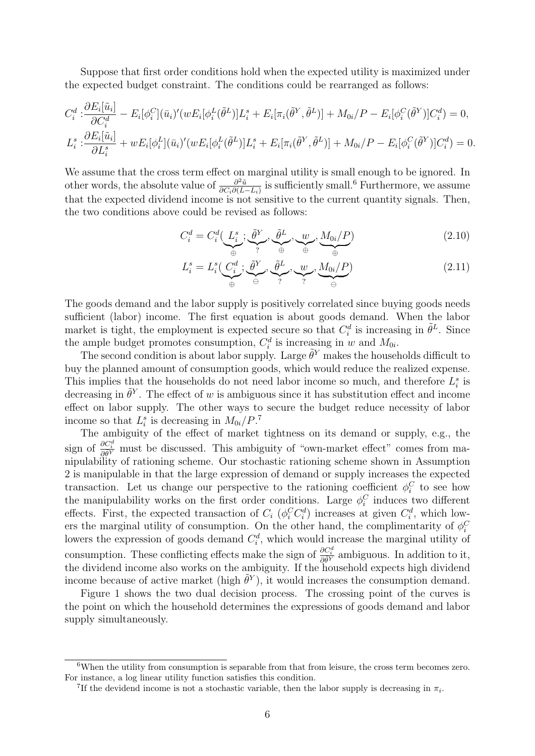Suppose that first order conditions hold when the expected utility is maximized under the expected budget constraint. The conditions could be rearranged as follows:

$$C_i^d : \frac{\partial E_i[\tilde{u}_i]}{\partial C_i^d} - E_i[\phi_i^C](\bar{u}_i)'(wE_i[\phi_i^L(\tilde{\theta}^L)]L_i^s + E_i[\pi_i(\tilde{\theta}^Y, \tilde{\theta}^L)] + M_{0i}/P - E_i[\phi_i^C(\tilde{\theta}^Y)]C_i^d) = 0,$$

$$L_i^s : \frac{\partial E_i[\tilde{u}_i]}{\partial L_i^s} + wE_i[\phi_i^L](\bar{u}_i)'(wE_i[\phi_i^L(\tilde{\theta}^L)]L_i^s + E_i[\pi_i(\tilde{\theta}^Y, \tilde{\theta}^L)] + M_{0i}/P - E_i[\phi_i^C(\tilde{\theta}^Y)]C_i^d) = 0.$$

We assume that the cross term effect on marginal utility is small enough to be ignored. In other words, the absolute value of $\frac{\partial^2 \tilde{u}}{\partial C_i \partial (L - L_i)}$ is sufficiently small.[6] Furthermore, we assume that the expected dividend income is not sensitive to the current quantity signals. Then, the two conditions above could be revised as follows:

$$C_i^d = C_i^d(\underbrace{L_i^s}_{\oplus}; \underbrace{\tilde{\theta}^Y}_{?}, \underbrace{\tilde{\theta}^L}_{\oplus}, \underbrace{w}_{\oplus}, \underbrace{M_{0i}/P}_{\oplus}) \tag{2.10}$$

$$L_i^s = L_i^s(\underbrace{C_i^d}_{\oplus}; \underbrace{\tilde{\theta}^Y}_{\ominus}, \underbrace{\tilde{\theta}^L}_{?}, \underbrace{w}_{?}, \underbrace{M_{0i}/P}_{\ominus}) \tag{2.11}$$

The goods demand and the labor supply is positively correlated since buying goods needs sufficient (labor) income. The first equation is about goods demand. When the labor market is tight, the employment is expected secure so that $C_i^d$ is increasing in $\tilde{\theta}^L$. Since the ample budget promotes consumption, $C_i^d$ is increasing in $w$ and $M_{0i}$.

The second condition is about labor supply. Large $\tilde{\theta}^Y$ makes the households difficult to buy the planned amount of consumption goods, which would reduce the realized expense. This implies that the households do not need labor income so much, and therefore $L_i^s$ is decreasing in $\tilde{\theta}^Y$. The effect of $w$ is ambiguous since it has substitution effect and income effect on labor supply. The other ways to secure the budget reduce necessity of labor income so that $L_i^s$ is decreasing in $M_{0i}/P$.[7]

The ambiguity of the effect of market tightness on its demand or supply, e.g., the sign of $\frac{\partial C_i^d}{\partial \theta^Y}$ must be discussed. This ambiguity of "own-market effect" comes from manipulability of rationing scheme. Our stochastic rationing scheme shown in Assumption 2 is manipulable in that the large expression of demand or supply increases the expected transaction. Let us change our perspective to the rationing coefficient $\phi_i^C$ to see how the manipulability works on the first order conditions. Large $\phi_i^C$ induces two different effects. First, the expected transaction of $C_i$ ($\phi_i^C C_i^d$) increases at given $C_i^d$, which lowers the marginal utility of consumption. On the other hand, the complimentarity of $\phi_i^C$ lowers the expression of goods demand $C_i^d$, which would increase the marginal utility of consumption. These conflicting effects make the sign of $\frac{\partial C_i^d}{\partial \theta^Y}$ ambiguous. In addition to it, the dividend income also works on the ambiguity. If the household expects high dividend income because of active market (high $\tilde{\theta}^Y$), it would increases the consumption demand.

Figure 1 shows the two dual decision process. The crossing point of the curves is the point on which the household determines the expressions of goods demand and labor supply simultaneously.

---

[6] When the utility from consumption is separable from that from leisure, the cross term becomes zero. For instance, a log linear utility function satisfies this condition.

[7] If the devidend income is not a stochastic variable, then the labor supply is decreasing in $\pi_i$.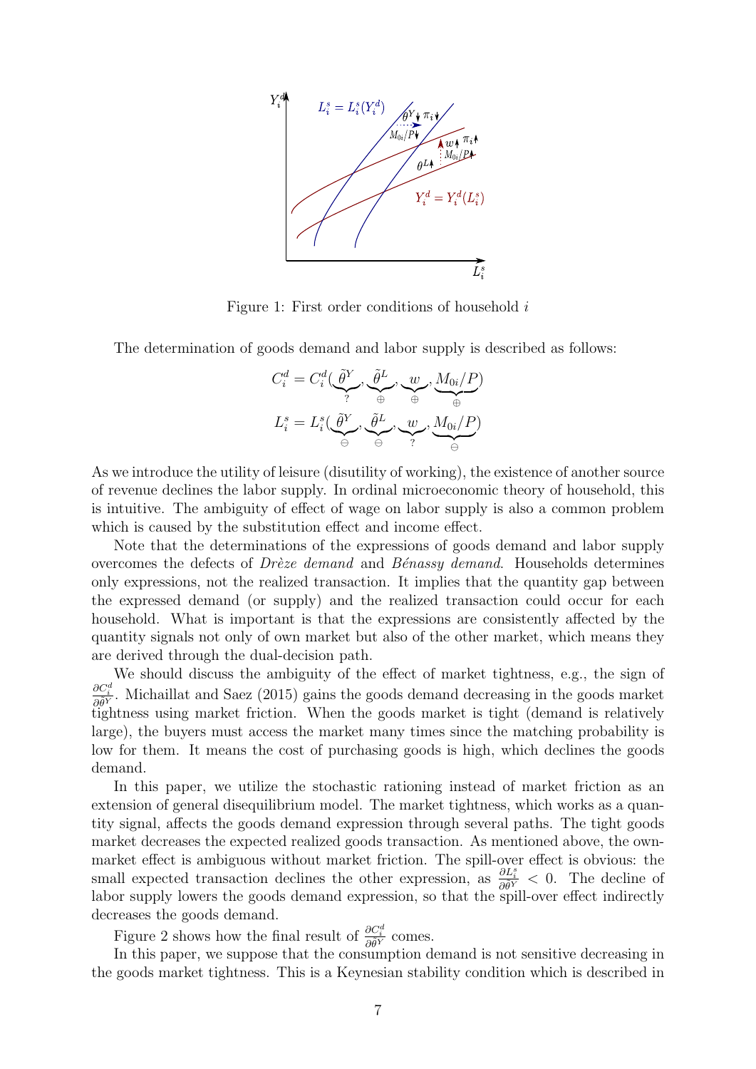Figure 1: First order conditions of household $i$

The determination of goods demand and labor supply is described as follows:

$$C_i^d = C_i^d(\underbrace{\tilde{\theta}^Y}_{?}, \underbrace{\tilde{\theta}^L}_{\oplus}, \underbrace{w}_{\oplus}, \underbrace{M_{0i}/P}_{\oplus})$$

$$L_i^s = L_i^s(\underbrace{\tilde{\theta}^Y}_{\ominus}, \underbrace{\tilde{\theta}^L}_{\ominus}, \underbrace{w}_{?}, \underbrace{M_{0i}/P}_{\ominus})$$

As we introduce the utility of leisure (disutility of working), the existence of another source of revenue declines the labor supply. In ordinal microeconomic theory of household, this is intuitive. The ambiguity of effect of wage on labor supply is also a common problem which is caused by the substitution effect and income effect.

Note that the determinations of the expressions of goods demand and labor supply overcomes the defects of *Drèze demand* and *Bénassy demand*. Households determines only expressions, not the realized transaction. It implies that the quantity gap between the expressed demand (or supply) and the realized transaction could occur for each household. What is important is that the expressions are consistently affected by the quantity signals not only of own market but also of the other market, which means they are derived through the dual-decision path.

We should discuss the ambiguity of the effect of market tightness, e.g., the sign of $\frac{\partial C_i^d}{\partial \tilde{\theta}^Y}$. Michaillat and Saez (2015) gains the goods demand decreasing in the goods market tightness using market friction. When the goods market is tight (demand is relatively large), the buyers must access the market many times since the matching probability is low for them. It means the cost of purchasing goods is high, which declines the goods demand.

In this paper, we utilize the stochastic rationing instead of market friction as an extension of general disequilibrium model. The market tightness, which works as a quantity signal, affects the goods demand expression through several paths. The tight goods market decreases the expected realized goods transaction. As mentioned above, the own-market effect is ambiguous without market friction. The spill-over effect is obvious: the small expected transaction declines the other expression, as $\frac{\partial L_i^s}{\partial \tilde{\theta}^Y} < 0$. The decline of labor supply lowers the goods demand expression, so that the spill-over effect indirectly decreases the goods demand.

Figure 2 shows how the final result of $\frac{\partial C_i^d}{\partial \tilde{\theta}^Y}$ comes.

In this paper, we suppose that the consumption demand is not sensitive decreasing in the goods market tightness. This is a Keynesian stability condition which is described in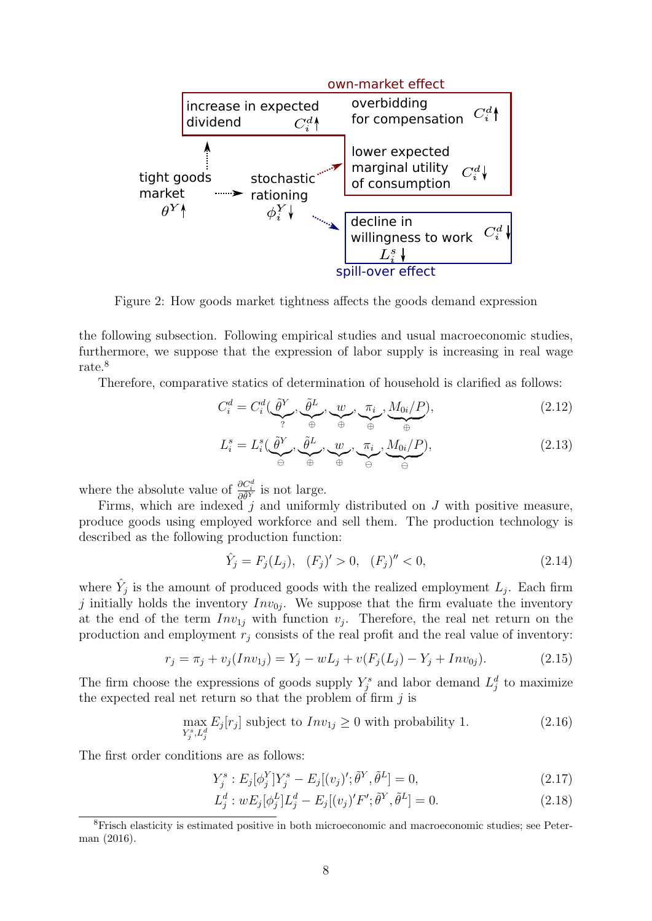Figure 2: How goods market tightness affects the goods demand expression

the following subsection. Following empirical studies and usual macroeconomic studies, furthermore, we suppose that the expression of labor supply is increasing in real wage rate.[8]

Therefore, comparative statics of determination of household is clarified as follows:

$$C_i^d = C_i^d(\underbrace{\tilde{\theta}^Y}_{?}, \underbrace{\tilde{\theta}^L}_{\oplus}, \underbrace{w}_{\oplus}, \underbrace{\pi_i}_{\oplus}, \underbrace{M_{0i}/P}_{\oplus}), \tag{2.12}$$

$$L_i^s = L_i^s(\underbrace{\tilde{\theta}^Y}_{\ominus}, \underbrace{\tilde{\theta}^L}_{\oplus}, \underbrace{w}_{\oplus}, \underbrace{\pi_i}_{\ominus}, \underbrace{M_{0i}/P}_{\ominus}), \tag{2.13}$$

where the absolute value of $\frac{\partial C_i^d}{\partial \tilde{\theta}^Y}$ is not large.

Firms, which are indexed $j$ and uniformly distributed on $J$ with positive measure, produce goods using employed workforce and sell them. The production technology is described as the following production function:

$$\hat{Y}_j = F_j(L_j), \quad (F_j)' > 0, \quad (F_j)'' < 0, \tag{2.14}$$

where $\hat{Y}_j$ is the amount of produced goods with the realized employment $L_j$. Each firm $j$ initially holds the inventory $Inv_{0j}$. We suppose that the firm evaluate the inventory at the end of the term $Inv_{1j}$ with function $v_j$. Therefore, the real net return on the production and employment $r_j$ consists of the real profit and the real value of inventory:

$$r_j = \pi_j + v_j(Inv_{1j}) = Y_j - wL_j + v(F_j(L_j) - Y_j + Inv_{0j}). \tag{2.15}$$

The firm choose the expressions of goods supply $Y_j^s$ and labor demand $L_j^d$ to maximize the expected real net return so that the problem of firm $j$ is

$$\max_{Y_j^s, L_j^d} E_j[r_j] \text{ subject to } Inv_{1j} \geq 0 \text{ with probability 1.} \tag{2.16}$$

The first order conditions are as follows:

$$Y_j^s : E_j[\phi_j^Y]Y_j^s - E_j[(v_j)'; \tilde{\theta}^Y, \tilde{\theta}^L] = 0, \tag{2.17}$$

$$L_j^d : wE_j[\phi_j^L]L_j^d - E_j[(v_j)'F'; \tilde{\theta}^Y, \tilde{\theta}^L] = 0. \tag{2.18}$$

[8] Frisch elasticity is estimated positive in both microeconomic and macroeconomic studies; see Peterman (2016).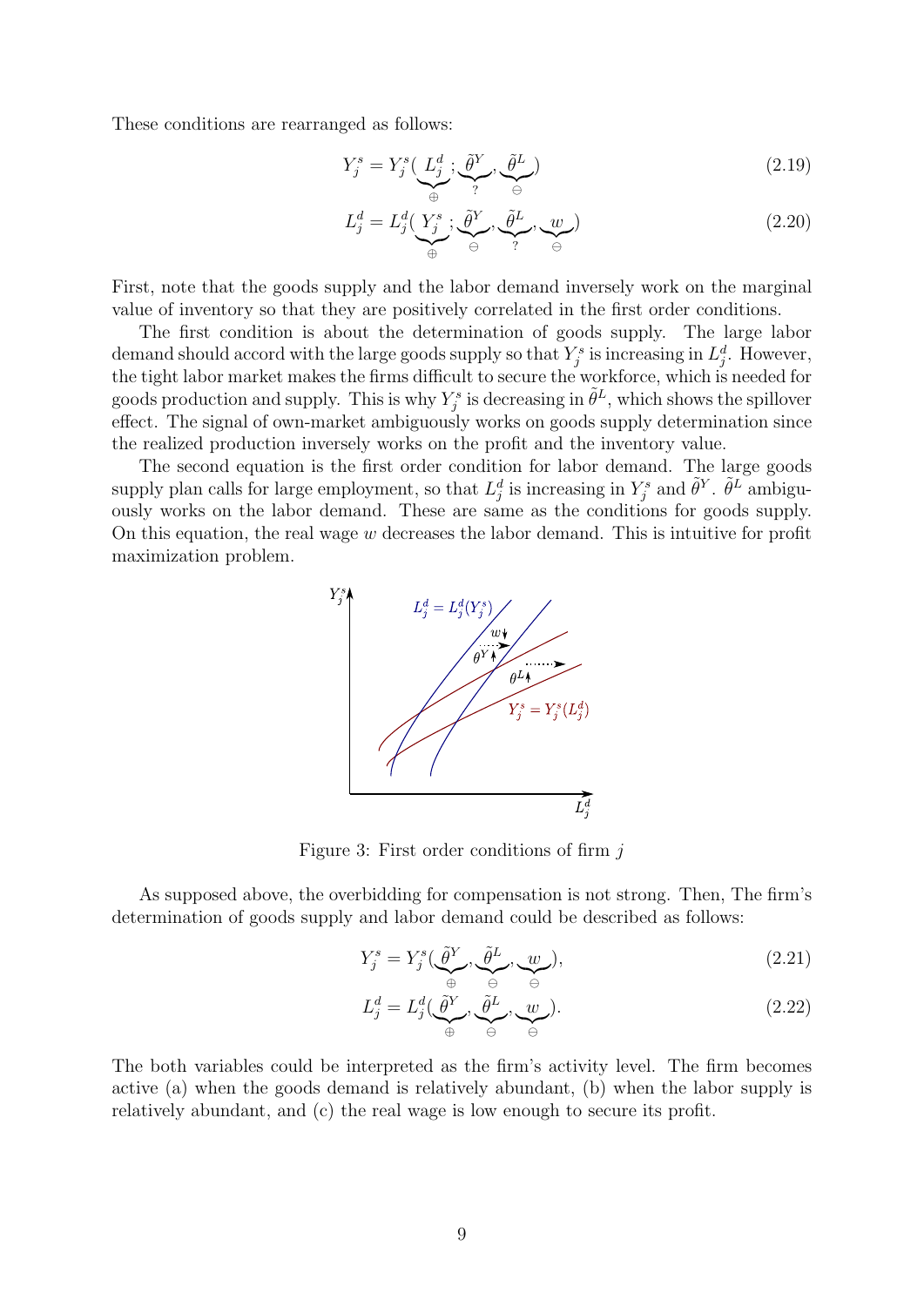These conditions are rearranged as follows:

$$Y_j^s = Y_j^s(\underbrace{L_j^d}_{\oplus}; \underbrace{\tilde{\theta}^Y}_{?}, \underbrace{\tilde{\theta}^L}_{\ominus}) \tag{2.19}$$

$$L_j^d = L_j^d(\underbrace{Y_j^s}_{\oplus}; \underbrace{\tilde{\theta}^Y}_{\ominus}, \underbrace{\tilde{\theta}^L}_{?}, \underbrace{w}_{\ominus}) \tag{2.20}$$

First, note that the goods supply and the labor demand inversely work on the marginal value of inventory so that they are positively correlated in the first order conditions.

The first condition is about the determination of goods supply. The large labor demand should accord with the large goods supply so that $Y_j^s$ is increasing in $L_j^d$. However, the tight labor market makes the firms difficult to secure the workforce, which is needed for goods production and supply. This is why $Y_j^s$ is decreasing in $\tilde{\theta}^L$, which shows the spillover effect. The signal of own-market ambiguously works on goods supply determination since the realized production inversely works on the profit and the inventory value.

The second equation is the first order condition for labor demand. The large goods supply plan calls for large employment, so that $L_j^d$ is increasing in $Y_j^s$ and $\tilde{\theta}^Y$. $\tilde{\theta}^L$ ambiguously works on the labor demand. These are same as the conditions for goods supply. On this equation, the real wage $w$ decreases the labor demand. This is intuitive for profit maximization problem.

Figure 3: First order conditions of firm $j$

As supposed above, the overbidding for compensation is not strong. Then, The firm's determination of goods supply and labor demand could be described as follows:

$$Y_j^s = Y_j^s(\underbrace{\tilde{\theta}^Y}_{\oplus}, \underbrace{\tilde{\theta}^L}_{\ominus}, \underbrace{w}_{\ominus}), \tag{2.21}$$

$$L_j^d = L_j^d(\underbrace{\tilde{\theta}^Y}_{\oplus}, \underbrace{\tilde{\theta}^L}_{\ominus}, \underbrace{w}_{\ominus}). \tag{2.22}$$

The both variables could be interpreted as the firm's activity level. The firm becomes active (a) when the goods demand is relatively abundant, (b) when the labor supply is relatively abundant, and (c) the real wage is low enough to secure its profit.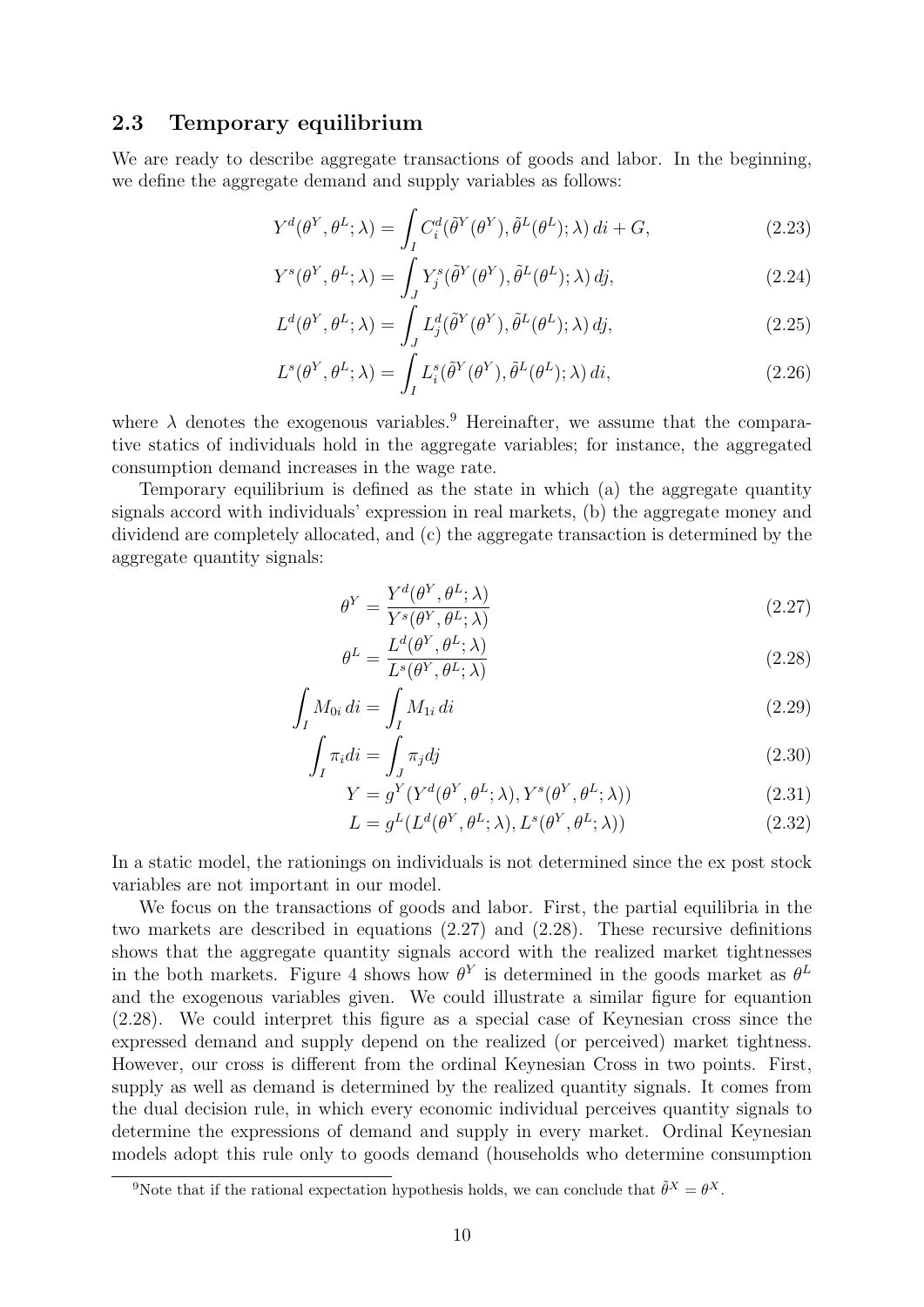## 2.3 Temporary equilibrium

We are ready to describe aggregate transactions of goods and labor. In the beginning, we define the aggregate demand and supply variables as follows:

$$Y^d(\theta^Y, \theta^L; \lambda) = \int_I C_i^d(\tilde{\theta}^Y(\theta^Y), \tilde{\theta}^L(\theta^L); \lambda)\, di + G, \tag{2.23}$$

$$Y^s(\theta^Y, \theta^L; \lambda) = \int_J Y_j^s(\tilde{\theta}^Y(\theta^Y), \tilde{\theta}^L(\theta^L); \lambda)\, dj, \tag{2.24}$$

$$L^d(\theta^Y, \theta^L; \lambda) = \int_J L_j^d(\tilde{\theta}^Y(\theta^Y), \tilde{\theta}^L(\theta^L); \lambda)\, dj, \tag{2.25}$$

$$L^s(\theta^Y, \theta^L; \lambda) = \int_I L_i^s(\tilde{\theta}^Y(\theta^Y), \tilde{\theta}^L(\theta^L); \lambda)\, di, \tag{2.26}$$

where $\lambda$ denotes the exogenous variables.[9] Hereinafter, we assume that the comparative statics of individuals hold in the aggregate variables; for instance, the aggregated consumption demand increases in the wage rate.

Temporary equilibrium is defined as the state in which (a) the aggregate quantity signals accord with individuals' expression in real markets, (b) the aggregate money and dividend are completely allocated, and (c) the aggregate transaction is determined by the aggregate quantity signals:

$$\theta^Y = \frac{Y^d(\theta^Y, \theta^L; \lambda)}{Y^s(\theta^Y, \theta^L; \lambda)} \tag{2.27}$$

$$\theta^L = \frac{L^d(\theta^Y, \theta^L; \lambda)}{L^s(\theta^Y, \theta^L; \lambda)} \tag{2.28}$$

$$\int_I M_{0i}\, di = \int_I M_{1i}\, di \tag{2.29}$$

$$\int_I \pi_i di = \int_J \pi_j dj \tag{2.30}$$

$$Y = g^Y(Y^d(\theta^Y, \theta^L; \lambda), Y^s(\theta^Y, \theta^L; \lambda)) \tag{2.31}$$

$$L = g^L(L^d(\theta^Y, \theta^L; \lambda), L^s(\theta^Y, \theta^L; \lambda)) \tag{2.32}$$

In a static model, the rationings on individuals is not determined since the ex post stock variables are not important in our model.

We focus on the transactions of goods and labor. First, the partial equilibria in the two markets are described in equations (2.27) and (2.28). These recursive definitions shows that the aggregate quantity signals accord with the realized market tightnesses in the both markets. Figure 4 shows how $\theta^Y$ is determined in the goods market as $\theta^L$ and the exogenous variables given. We could illustrate a similar figure for equantion (2.28). We could interpret this figure as a special case of Keynesian cross since the expressed demand and supply depend on the realized (or perceived) market tightness. However, our cross is different from the ordinal Keynesian Cross in two points. First, supply as well as demand is determined by the realized quantity signals. It comes from the dual decision rule, in which every economic individual perceives quantity signals to determine the expressions of demand and supply in every market. Ordinal Keynesian models adopt this rule only to goods demand (households who determine consumption

---

[9] Note that if the rational expectation hypothesis holds, we can conclude that $\tilde{\theta}^X = \theta^X$.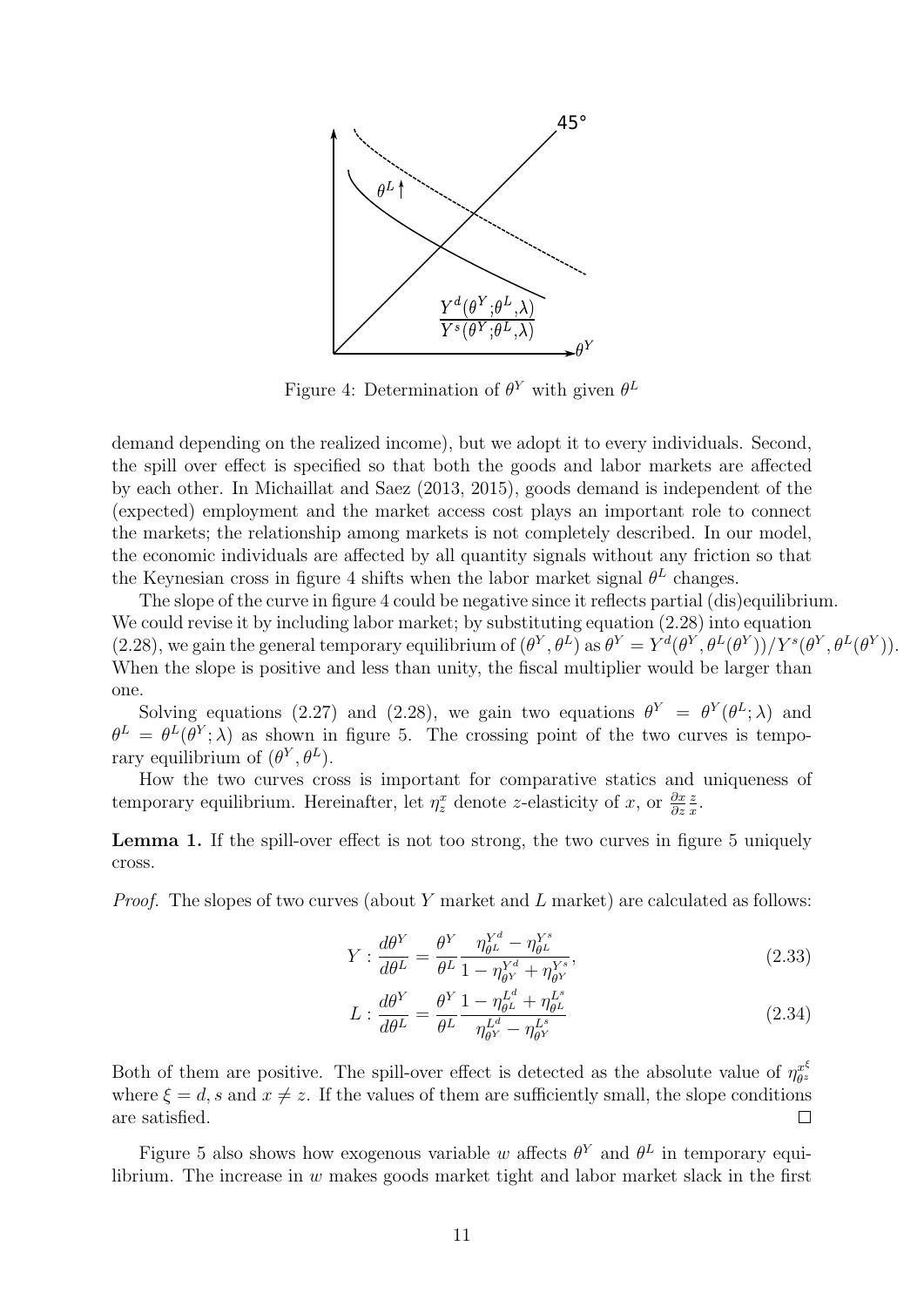Figure 4: Determination of $\theta^Y$ with given $\theta^L$

demand depending on the realized income), but we adopt it to every individuals. Second, the spill over effect is specified so that both the goods and labor markets are affected by each other. In Michaillat and Saez (2013, 2015), goods demand is independent of the (expected) employment and the market access cost plays an important role to connect the markets; the relationship among markets is not completely described. In our model, the economic individuals are affected by all quantity signals without any friction so that the Keynesian cross in figure 4 shifts when the labor market signal $\theta^L$ changes.

The slope of the curve in figure 4 could be negative since it reflects partial (dis)equilibrium. We could revise it by including labor market; by substituting equation (2.28) into equation (2.28), we gain the general temporary equilibrium of $(\theta^Y, \theta^L)$ as $\theta^Y = Y^d(\theta^Y, \theta^L(\theta^Y))/Y^s(\theta^Y, \theta^L(\theta^Y))$. When the slope is positive and less than unity, the fiscal multiplier would be larger than one.

Solving equations (2.27) and (2.28), we gain two equations $\theta^Y = \theta^Y(\theta^L; \lambda)$ and $\theta^L = \theta^L(\theta^Y; \lambda)$ as shown in figure 5. The crossing point of the two curves is temporary equilibrium of $(\theta^Y, \theta^L)$.

How the two curves cross is important for comparative statics and uniqueness of temporary equilibrium. Hereinafter, let $\eta^x_z$ denote $z$-elasticity of $x$, or $\frac{\partial x}{\partial z}\frac{z}{x}$.

**Lemma 1.** If the spill-over effect is not too strong, the two curves in figure 5 uniquely cross.

*Proof.* The slopes of two curves (about $Y$ market and $L$ market) are calculated as follows:

$$Y: \frac{d\theta^Y}{d\theta^L} = \frac{\theta^Y}{\theta^L}\frac{\eta^{Y^d}_{\theta^L} - \eta^{Y^s}_{\theta^L}}{1 - \eta^{Y^d}_{\theta^Y} + \eta^{Y^s}_{\theta^Y}}, \tag{2.33}$$

$$L: \frac{d\theta^Y}{d\theta^L} = \frac{\theta^Y}{\theta^L}\frac{1 - \eta^{L^d}_{\theta^L} + \eta^{L^s}_{\theta^L}}{\eta^{L^d}_{\theta^Y} - \eta^{L^s}_{\theta^Y}} \tag{2.34}$$

Both of them are positive. The spill-over effect is detected as the absolute value of $\eta^{x^\xi}_{\theta^z}$ where $\xi = d, s$ and $x \neq z$. If the values of them are sufficiently small, the slope conditions are satisfied. $\square$

Figure 5 also shows how exogenous variable $w$ affects $\theta^Y$ and $\theta^L$ in temporary equilibrium. The increase in $w$ makes goods market tight and labor market slack in the first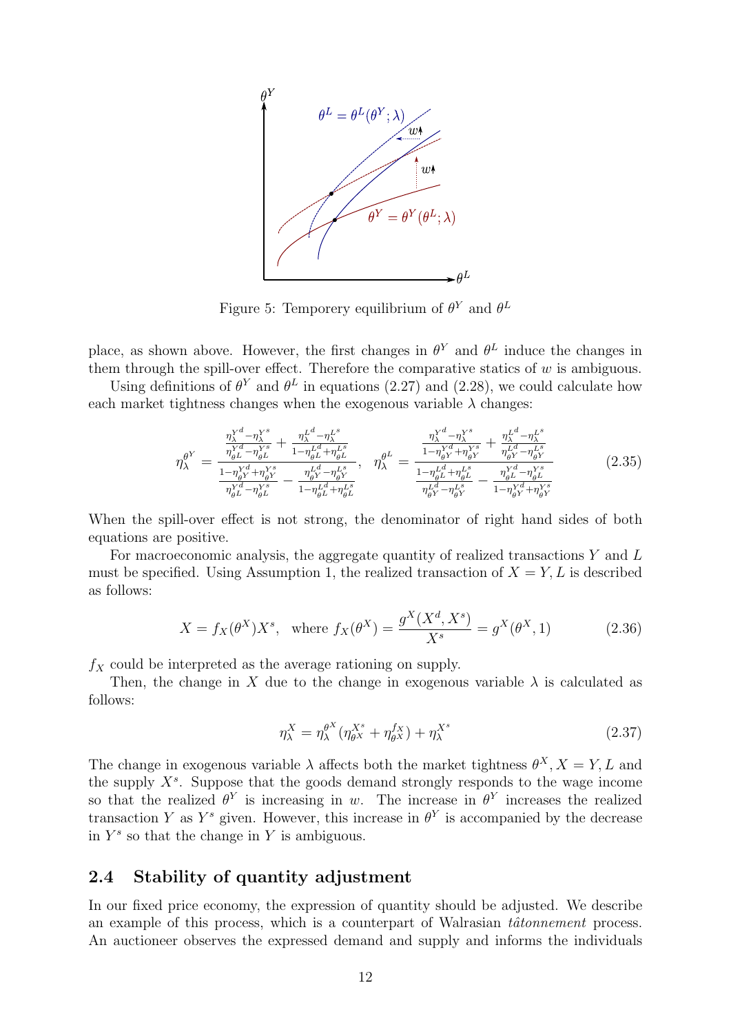Figure 5: Temporery equilibrium of $\theta^Y$ and $\theta^L$

place, as shown above. However, the first changes in $\theta^Y$ and $\theta^L$ induce the changes in them through the spill-over effect. Therefore the comparative statics of $w$ is ambiguous.

Using definitions of $\theta^Y$ and $\theta^L$ in equations (2.27) and (2.28), we could calculate how each market tightness changes when the exogenous variable $\lambda$ changes:

$$\eta_\lambda^{\theta^Y} = \frac{\frac{\eta_\lambda^{Y^d} - \eta_\lambda^{Y^s}}{\eta_{\theta^L}^{Y^d} - \eta_{\theta^L}^{Y^s}} + \frac{\eta_\lambda^{L^d} - \eta_\lambda^{L^s}}{1 - \eta_{\theta^L}^{L^d} + \eta_{\theta^L}^{L^s}}}{\frac{1 - \eta_{\theta^Y}^{Y^d} + \eta_{\theta^Y}^{Y^s}}{\eta_{\theta^L}^{Y^d} - \eta_{\theta^L}^{Y^s}} - \frac{\eta_{\theta^Y}^{L^d} - \eta_{\theta^Y}^{L^s}}{1 - \eta_{\theta^L}^{L^d} + \eta_{\theta^L}^{L^s}}}, \quad \eta_\lambda^{\theta^L} = \frac{\frac{\eta_\lambda^{Y^d} - \eta_\lambda^{Y^s}}{1 - \eta_{\theta^Y}^{Y^d} + \eta_{\theta^Y}^{Y^s}} + \frac{\eta_\lambda^{L^d} - \eta_\lambda^{L^s}}{\eta_{\theta^Y}^{L^d} - \eta_{\theta^Y}^{L^s}}}{\frac{1 - \eta_{\theta^L}^{L^d} + \eta_{\theta^L}^{L^s}}{\eta_{\theta^Y}^{L^d} - \eta_{\theta^Y}^{L^s}} - \frac{\eta_{\theta^L}^{Y^d} - \eta_{\theta^L}^{Y^s}}{1 - \eta_{\theta^Y}^{Y^d} + \eta_{\theta^Y}^{Y^s}}} \tag{2.35}$$

When the spill-over effect is not strong, the denominator of right hand sides of both equations are positive.

For macroeconomic analysis, the aggregate quantity of realized transactions $Y$ and $L$ must be specified. Using Assumption 1, the realized transaction of $X = Y, L$ is described as follows:

$$X = f_X(\theta^X) X^s, \quad \text{where } f_X(\theta^X) = \frac{g^X(X^d, X^s)}{X^s} = g^X(\theta^X, 1) \tag{2.36}$$

$f_X$ could be interpreted as the average rationing on supply.

Then, the change in $X$ due to the change in exogenous variable $\lambda$ is calculated as follows:

$$\eta_\lambda^X = \eta_\lambda^{\theta^X}(\eta_{\theta^X}^{X^s} + \eta_{\theta^X}^{f_X}) + \eta_\lambda^{X^s} \tag{2.37}$$

The change in exogenous variable $\lambda$ affects both the market tightness $\theta^X, X = Y, L$ and the supply $X^s$. Suppose that the goods demand strongly responds to the wage income so that the realized $\theta^Y$ is increasing in $w$. The increase in $\theta^Y$ increases the realized transaction $Y$ as $Y^s$ given. However, this increase in $\theta^Y$ is accompanied by the decrease in $Y^s$ so that the change in $Y$ is ambiguous.

## 2.4 Stability of quantity adjustment

In our fixed price economy, the expression of quantity should be adjusted. We describe an example of this process, which is a counterpart of Walrasian *tâtonnement* process. An auctioneer observes the expressed demand and supply and informs the individuals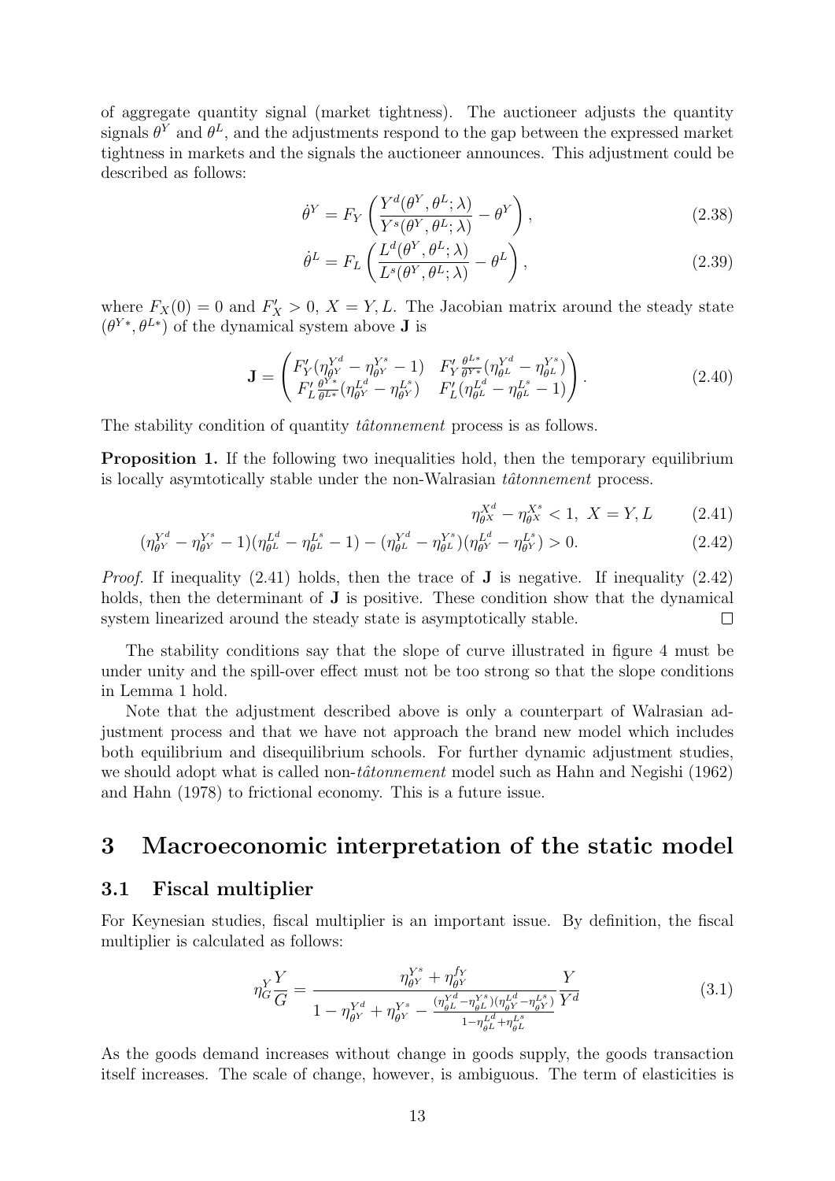of aggregate quantity signal (market tightness). The auctioneer adjusts the quantity signals $\theta^Y$ and $\theta^L$, and the adjustments respond to the gap between the expressed market tightness in markets and the signals the auctioneer announces. This adjustment could be described as follows:

$$\dot{\theta}^Y = F_Y\left(\frac{Y^d(\theta^Y, \theta^L; \lambda)}{Y^s(\theta^Y, \theta^L; \lambda)} - \theta^Y\right), \tag{2.38}$$

$$\dot{\theta}^L = F_L\left(\frac{L^d(\theta^Y, \theta^L; \lambda)}{L^s(\theta^Y, \theta^L; \lambda)} - \theta^L\right), \tag{2.39}$$

where $F_X(0) = 0$ and $F_X' > 0$, $X = Y, L$. The Jacobian matrix around the steady state $(\theta^{Y*}, \theta^{L*})$ of the dynamical system above $\mathbf{J}$ is

$$\mathbf{J} = \begin{pmatrix} F_Y'(\eta_{\theta^Y}^{Y^d} - \eta_{\theta^Y}^{Y^s} - 1) & F_Y' \frac{\theta^{L*}}{\theta^{Y*}}(\eta_{\theta^L}^{Y^d} - \eta_{\theta^L}^{Y^s}) \\ F_L' \frac{\theta^{Y*}}{\theta^{L*}}(\eta_{\theta^Y}^{L^d} - \eta_{\theta^Y}^{L^s}) & F_L'(\eta_{\theta^L}^{L^d} - \eta_{\theta^L}^{L^s} - 1) \end{pmatrix}. \tag{2.40}$$

The stability condition of quantity *tâtonnement* process is as follows.

**Proposition 1.** If the following two inequalities hold, then the temporary equilibrium is locally asymtotically stable under the non-Walrasian *tâtonnement* process.

$$\eta_{\theta^X}^{X^d} - \eta_{\theta^X}^{X^s} < 1, \ X = Y, L \tag{2.41}$$

$$(\eta_{\theta^Y}^{Y^d} - \eta_{\theta^Y}^{Y^s} - 1)(\eta_{\theta^L}^{L^d} - \eta_{\theta^L}^{L^s} - 1) - (\eta_{\theta^L}^{Y^d} - \eta_{\theta^L}^{Y^s})(\eta_{\theta^Y}^{L^d} - \eta_{\theta^Y}^{L^s}) > 0. \tag{2.42}$$

*Proof.* If inequality (2.41) holds, then the trace of $\mathbf{J}$ is negative. If inequality (2.42) holds, then the determinant of $\mathbf{J}$ is positive. These condition show that the dynamical system linearized around the steady state is asymptotically stable. $\square$

The stability conditions say that the slope of curve illustrated in figure 4 must be under unity and the spill-over effect must not be too strong so that the slope conditions in Lemma 1 hold.

Note that the adjustment described above is only a counterpart of Walrasian adjustment process and that we have not approach the brand new model which includes both equilibrium and disequilibrium schools. For further dynamic adjustment studies, we should adopt what is called non-*tâtonnement* model such as Hahn and Negishi (1962) and Hahn (1978) to frictional economy. This is a future issue.

# 3 Macroeconomic interpretation of the static model

## 3.1 Fiscal multiplier

For Keynesian studies, fiscal multiplier is an important issue. By definition, the fiscal multiplier is calculated as follows:

$$\eta_G^Y \frac{Y}{G} = \frac{\eta_{\theta^Y}^{Y^s} + \eta_{\theta^Y}^{f_Y}}{1 - \eta_{\theta^Y}^{Y^d} + \eta_{\theta^Y}^{Y^s} - \frac{(\eta_{\theta^L}^{Y^d} - \eta_{\theta^L}^{Y^s})(\eta_{\theta^Y}^{L^d} - \eta_{\theta^Y}^{L^s})}{1 - \eta_{\theta^L}^{L^d} + \eta_{\theta^L}^{L^s}}} \frac{Y}{Y^d} \tag{3.1}$$

As the goods demand increases without change in goods supply, the goods transaction itself increases. The scale of change, however, is ambiguous. The term of elasticities is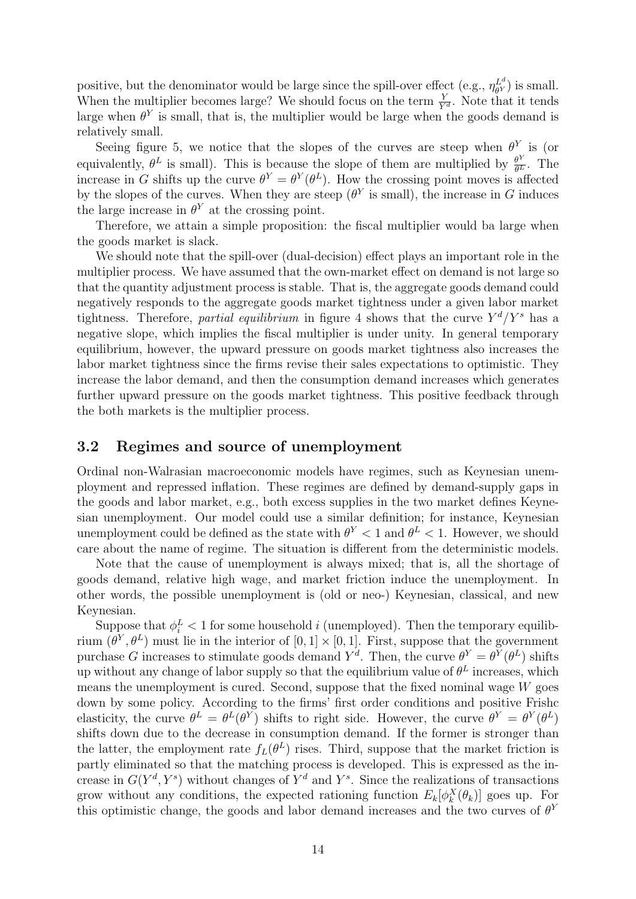positive, but the denominator would be large since the spill-over effect (e.g., $\eta^{L^d}_{\theta^Y}$) is small. When the multiplier becomes large? We should focus on the term $\frac{Y}{Y^d}$. Note that it tends large when $\theta^Y$ is small, that is, the multiplier would be large when the goods demand is relatively small.

Seeing figure 5, we notice that the slopes of the curves are steep when $\theta^Y$ is (or equivalently, $\theta^L$ is small). This is because the slope of them are multiplied by $\frac{\theta^Y}{\theta^L}$. The increase in $G$ shifts up the curve $\theta^Y = \theta^Y(\theta^L)$. How the crossing point moves is affected by the slopes of the curves. When they are steep ($\theta^Y$ is small), the increase in $G$ induces the large increase in $\theta^Y$ at the crossing point.

Therefore, we attain a simple proposition: the fiscal multiplier would ba large when the goods market is slack.

We should note that the spill-over (dual-decision) effect plays an important role in the multiplier process. We have assumed that the own-market effect on demand is not large so that the quantity adjustment process is stable. That is, the aggregate goods demand could negatively responds to the aggregate goods market tightness under a given labor market tightness. Therefore, *partial equilibrium* in figure 4 shows that the curve $Y^d/Y^s$ has a negative slope, which implies the fiscal multiplier is under unity. In general temporary equilibrium, however, the upward pressure on goods market tightness also increases the labor market tightness since the firms revise their sales expectations to optimistic. They increase the labor demand, and then the consumption demand increases which generates further upward pressure on the goods market tightness. This positive feedback through the both markets is the multiplier process.

## 3.2 Regimes and source of unemployment

Ordinal non-Walrasian macroeconomic models have regimes, such as Keynesian unemployment and repressed inflation. These regimes are defined by demand-supply gaps in the goods and labor market, e.g., both excess supplies in the two market defines Keynesian unemployment. Our model could use a similar definition; for instance, Keynesian unemployment could be defined as the state with $\theta^Y < 1$ and $\theta^L < 1$. However, we should care about the name of regime. The situation is different from the deterministic models.

Note that the cause of unemployment is always mixed; that is, all the shortage of goods demand, relative high wage, and market friction induce the unemployment. In other words, the possible unemployment is (old or neo-) Keynesian, classical, and new Keynesian.

Suppose that $\phi^L_i < 1$ for some household $i$ (unemployed). Then the temporary equilibrium $(\theta^Y, \theta^L)$ must lie in the interior of $[0, 1] \times [0, 1]$. First, suppose that the government purchase $G$ increases to stimulate goods demand $Y^d$. Then, the curve $\theta^Y = \theta^Y(\theta^L)$ shifts up without any change of labor supply so that the equilibrium value of $\theta^L$ increases, which means the unemployment is cured. Second, suppose that the fixed nominal wage $W$ goes down by some policy. According to the firms' first order conditions and positive Frishc elasticity, the curve $\theta^L = \theta^L(\theta^Y)$ shifts to right side. However, the curve $\theta^Y = \theta^Y(\theta^L)$ shifts down due to the decrease in consumption demand. If the former is stronger than the latter, the employment rate $f_L(\theta^L)$ rises. Third, suppose that the market friction is partly eliminated so that the matching process is developed. This is expressed as the increase in $G(Y^d, Y^s)$ without changes of $Y^d$ and $Y^s$. Since the realizations of transactions grow without any conditions, the expected rationing function $E_k[\phi^X_k(\theta_k)]$ goes up. For this optimistic change, the goods and labor demand increases and the two curves of $\theta^Y$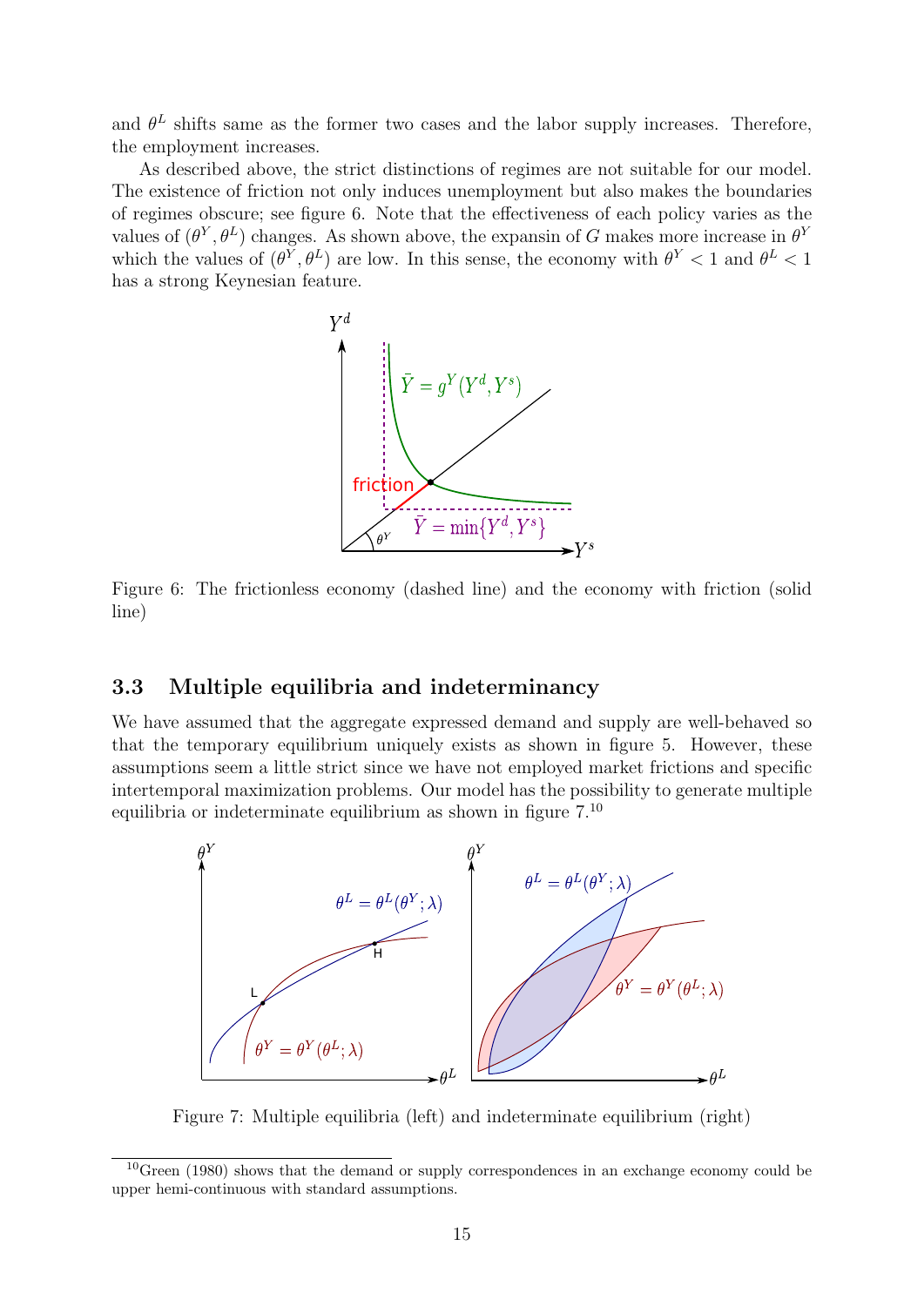and $\theta^L$ shifts same as the former two cases and the labor supply increases. Therefore, the employment increases.

As described above, the strict distinctions of regimes are not suitable for our model. The existence of friction not only induces unemployment but also makes the boundaries of regimes obscure; see figure 6. Note that the effectiveness of each policy varies as the values of $(\theta^Y, \theta^L)$ changes. As shown above, the expansin of $G$ makes more increase in $\theta^Y$ which the values of $(\theta^Y, \theta^L)$ are low. In this sense, the economy with $\theta^Y < 1$ and $\theta^L < 1$ has a strong Keynesian feature.

Figure 6: The frictionless economy (dashed line) and the economy with friction (solid line)

### 3.3 Multiple equilibria and indeterminancy

We have assumed that the aggregate expressed demand and supply are well-behaved so that the temporary equilibrium uniquely exists as shown in figure 5. However, these assumptions seem a little strict since we have not employed market frictions and specific intertemporal maximization problems. Our model has the possibility to generate multiple equilibria or indeterminate equilibrium as shown in figure 7.[10]

Figure 7: Multiple equilibria (left) and indeterminate equilibrium (right)

[10] Green (1980) shows that the demand or supply correspondences in an exchange economy could be upper hemi-continuous with standard assumptions.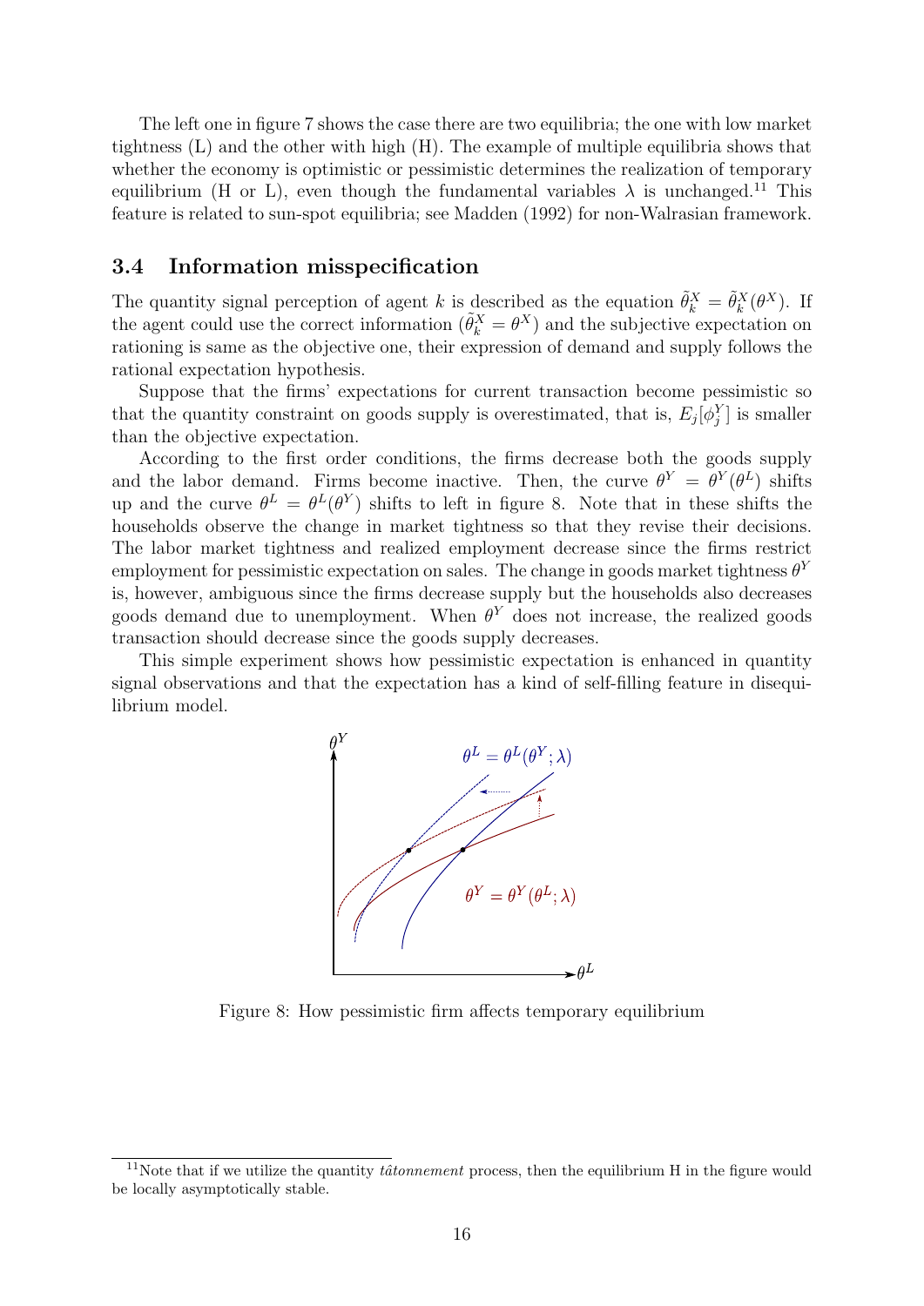The left one in figure 7 shows the case there are two equilibria; the one with low market tightness (L) and the other with high (H). The example of multiple equilibria shows that whether the economy is optimistic or pessimistic determines the realization of temporary equilibrium (H or L), even though the fundamental variables $\lambda$ is unchanged.[11] This feature is related to sun-spot equilibria; see Madden (1992) for non-Walrasian framework.

### 3.4 Information misspecification

The quantity signal perception of agent $k$ is described as the equation $\tilde{\theta}_k^X = \tilde{\theta}_k^X(\theta^X)$. If the agent could use the correct information ($\tilde{\theta}_k^X = \theta^X$) and the subjective expectation on rationing is same as the objective one, their expression of demand and supply follows the rational expectation hypothesis.

Suppose that the firms' expectations for current transaction become pessimistic so that the quantity constraint on goods supply is overestimated, that is, $E_j[\phi_j^Y]$ is smaller than the objective expectation.

According to the first order conditions, the firms decrease both the goods supply and the labor demand. Firms become inactive. Then, the curve $\theta^Y = \theta^Y(\theta^L)$ shifts up and the curve $\theta^L = \theta^L(\theta^Y)$ shifts to left in figure 8. Note that in these shifts the households observe the change in market tightness so that they revise their decisions. The labor market tightness and realized employment decrease since the firms restrict employment for pessimistic expectation on sales. The change in goods market tightness $\theta^Y$ is, however, ambiguous since the firms decrease supply but the households also decreases goods demand due to unemployment. When $\theta^Y$ does not increase, the realized goods transaction should decrease since the goods supply decreases.

This simple experiment shows how pessimistic expectation is enhanced in quantity signal observations and that the expectation has a kind of self-filling feature in disequilibrium model.

Figure 8: How pessimistic firm affects temporary equilibrium

[11] Note that if we utilize the quantity *tâtonnement* process, then the equilibrium H in the figure would be locally asymptotically stable.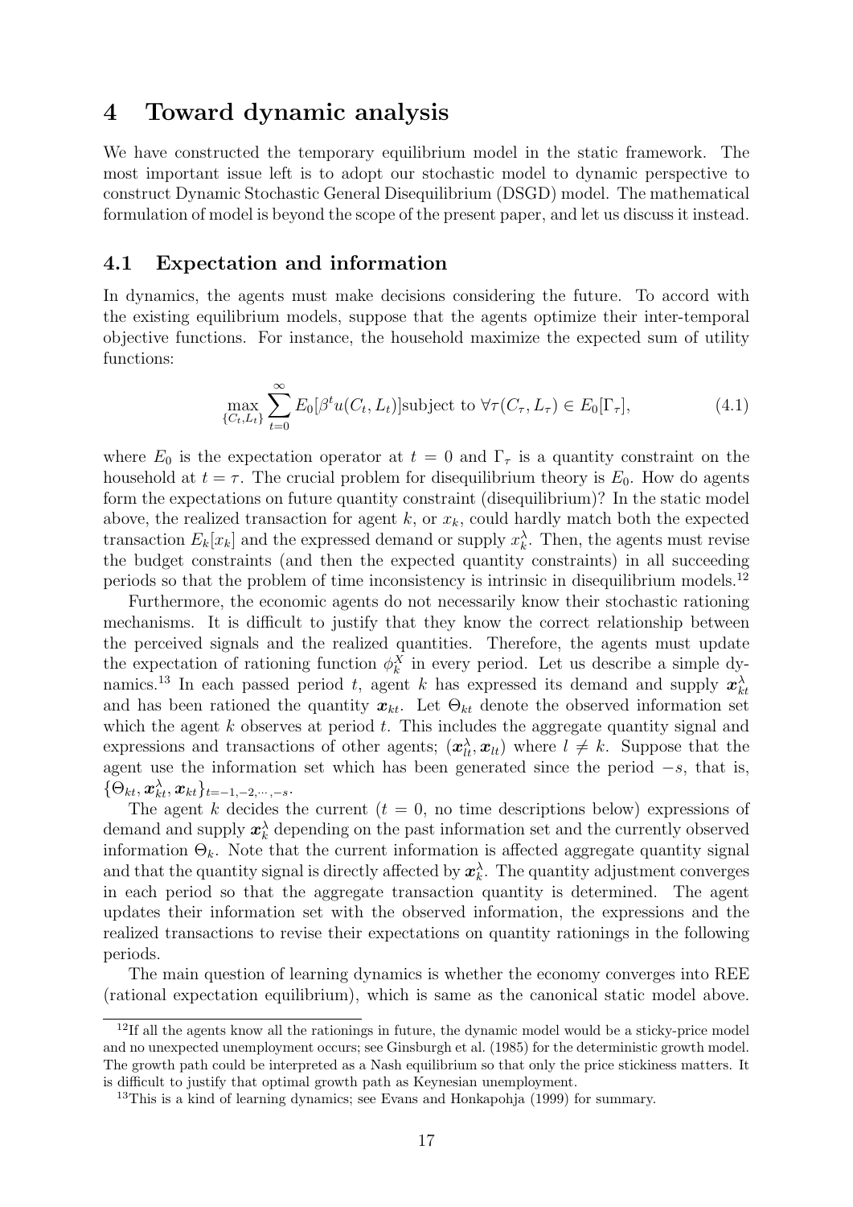# 4 Toward dynamic analysis

We have constructed the temporary equilibrium model in the static framework. The most important issue left is to adopt our stochastic model to dynamic perspective to construct Dynamic Stochastic General Disequilibrium (DSGD) model. The mathematical formulation of model is beyond the scope of the present paper, and let us discuss it instead.

## 4.1 Expectation and information

In dynamics, the agents must make decisions considering the future. To accord with the existing equilibrium models, suppose that the agents optimize their inter-temporal objective functions. For instance, the household maximize the expected sum of utility functions:

$$\max_{\{C_t, L_t\}} \sum_{t=0}^{\infty} E_0[\beta^t u(C_t, L_t)] \text{subject to } \forall \tau (C_\tau, L_\tau) \in E_0[\Gamma_\tau], \tag{4.1}$$

where $E_0$ is the expectation operator at $t = 0$ and $\Gamma_\tau$ is a quantity constraint on the household at $t = \tau$. The crucial problem for disequilibrium theory is $E_0$. How do agents form the expectations on future quantity constraint (disequilibrium)? In the static model above, the realized transaction for agent $k$, or $x_k$, could hardly match both the expected transaction $E_k[x_k]$ and the expressed demand or supply $x_k^\lambda$. Then, the agents must revise the budget constraints (and then the expected quantity constraints) in all succeeding periods so that the problem of time inconsistency is intrinsic in disequilibrium models.[12]

Furthermore, the economic agents do not necessarily know their stochastic rationing mechanisms. It is difficult to justify that they know the correct relationship between the perceived signals and the realized quantities. Therefore, the agents must update the expectation of rationing function $\phi_k^X$ in every period. Let us describe a simple dynamics.[13] In each passed period $t$, agent $k$ has expressed its demand and supply $\boldsymbol{x}_{kt}^\lambda$ and has been rationed the quantity $\boldsymbol{x}_{kt}$. Let $\Theta_{kt}$ denote the observed information set which the agent $k$ observes at period $t$. This includes the aggregate quantity signal and expressions and transactions of other agents; $(\boldsymbol{x}_{lt}^\lambda, \boldsymbol{x}_{lt})$ where $l \neq k$. Suppose that the agent use the information set which has been generated since the period $-s$, that is, $\{\Theta_{kt}, \boldsymbol{x}_{kt}^\lambda, \boldsymbol{x}_{kt}\}_{t=-1,-2,\cdots,-s}$.

The agent $k$ decides the current ($t = 0$, no time descriptions below) expressions of demand and supply $\boldsymbol{x}_k^\lambda$ depending on the past information set and the currently observed information $\Theta_k$. Note that the current information is affected aggregate quantity signal and that the quantity signal is directly affected by $\boldsymbol{x}_k^\lambda$. The quantity adjustment converges in each period so that the aggregate transaction quantity is determined. The agent updates their information set with the observed information, the expressions and the realized transactions to revise their expectations on quantity rationings in the following periods.

The main question of learning dynamics is whether the economy converges into REE (rational expectation equilibrium), which is same as the canonical static model above.

[12] If all the agents know all the rationings in future, the dynamic model would be a sticky-price model and no unexpected unemployment occurs; see Ginsburgh et al. (1985) for the deterministic growth model. The growth path could be interpreted as a Nash equilibrium so that only the price stickiness matters. It is difficult to justify that optimal growth path as Keynesian unemployment.

[13] This is a kind of learning dynamics; see Evans and Honkapohja (1999) for summary.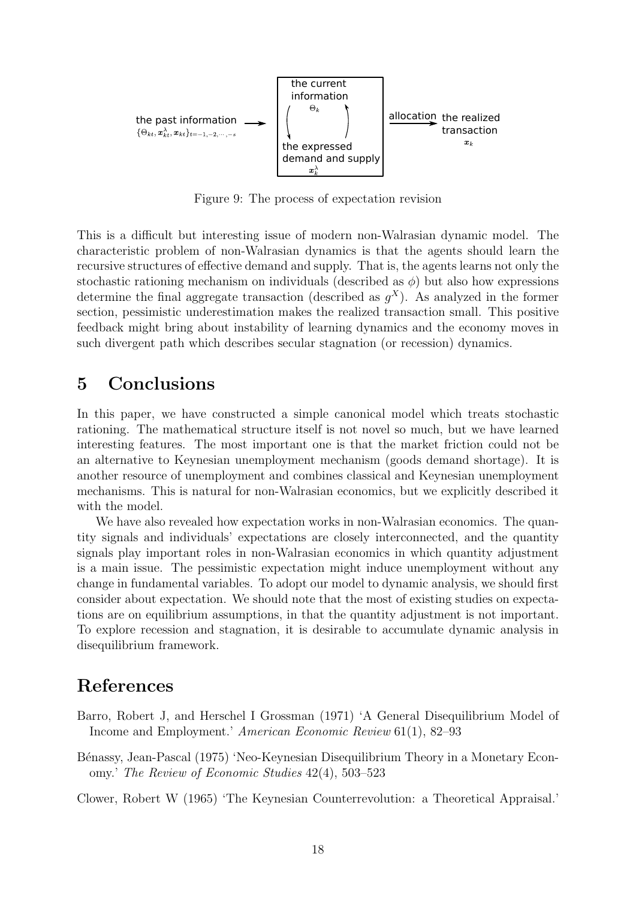Figure 9: The process of expectation revision

This is a difficult but interesting issue of modern non-Walrasian dynamic model. The characteristic problem of non-Walrasian dynamics is that the agents should learn the recursive structures of effective demand and supply. That is, the agents learns not only the stochastic rationing mechanism on individuals (described as $\phi$) but also how expressions determine the final aggregate transaction (described as $g^X$). As analyzed in the former section, pessimistic underestimation makes the realized transaction small. This positive feedback might bring about instability of learning dynamics and the economy moves in such divergent path which describes secular stagnation (or recession) dynamics.

## 5 Conclusions

In this paper, we have constructed a simple canonical model which treats stochastic rationing. The mathematical structure itself is not novel so much, but we have learned interesting features. The most important one is that the market friction could not be an alternative to Keynesian unemployment mechanism (goods demand shortage). It is another resource of unemployment and combines classical and Keynesian unemployment mechanisms. This is natural for non-Walrasian economics, but we explicitly described it with the model.

We have also revealed how expectation works in non-Walrasian economics. The quantity signals and individuals' expectations are closely interconnected, and the quantity signals play important roles in non-Walrasian economics in which quantity adjustment is a main issue. The pessimistic expectation might induce unemployment without any change in fundamental variables. To adopt our model to dynamic analysis, we should first consider about expectation. We should note that the most of existing studies on expectations are on equilibrium assumptions, in that the quantity adjustment is not important. To explore recession and stagnation, it is desirable to accumulate dynamic analysis in disequilibrium framework.

## References

Barro, Robert J, and Herschel I Grossman (1971) 'A General Disequilibrium Model of Income and Employment.' *American Economic Review* 61(1), 82–93

Bénassy, Jean-Pascal (1975) 'Neo-Keynesian Disequilibrium Theory in a Monetary Economy.' *The Review of Economic Studies* 42(4), 503–523

Clower, Robert W (1965) 'The Keynesian Counterrevolution: a Theoretical Appraisal.'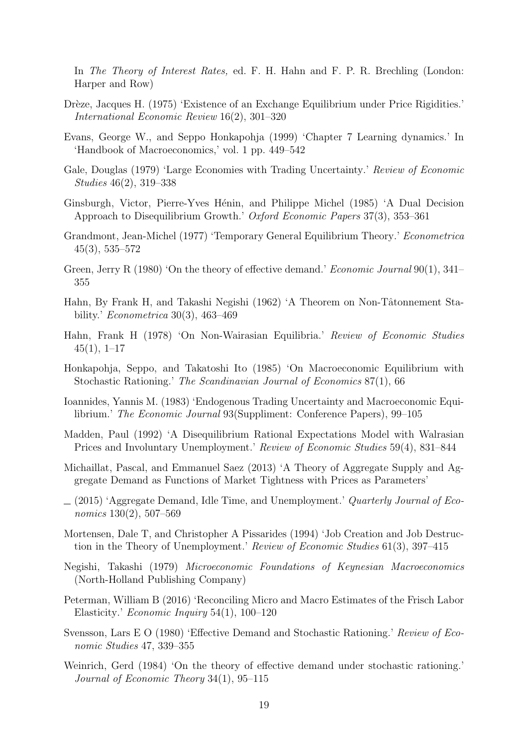In *The Theory of Interest Rates,* ed. F. H. Hahn and F. P. R. Brechling (London: Harper and Row)

Drèze, Jacques H. (1975) 'Existence of an Exchange Equilibrium under Price Rigidities.' *International Economic Review* 16(2), 301–320

Evans, George W., and Seppo Honkapohja (1999) 'Chapter 7 Learning dynamics.' In 'Handbook of Macroeconomics,' vol. 1 pp. 449–542

Gale, Douglas (1979) 'Large Economies with Trading Uncertainty.' *Review of Economic Studies* 46(2), 319–338

Ginsburgh, Victor, Pierre-Yves Hénin, and Philippe Michel (1985) 'A Dual Decision Approach to Disequilibrium Growth.' *Oxford Economic Papers* 37(3), 353–361

Grandmont, Jean-Michel (1977) 'Temporary General Equilibrium Theory.' *Econometrica* 45(3), 535–572

Green, Jerry R (1980) 'On the theory of effective demand.' *Economic Journal* 90(1), 341–355

Hahn, By Frank H, and Takashi Negishi (1962) 'A Theorem on Non-Tâtonnement Stability.' *Econometrica* 30(3), 463–469

Hahn, Frank H (1978) 'On Non-Wairasian Equilibria.' *Review of Economic Studies* 45(1), 1–17

Honkapohja, Seppo, and Takatoshi Ito (1985) 'On Macroeconomic Equilibrium with Stochastic Rationing.' *The Scandinavian Journal of Economics* 87(1), 66

Ioannides, Yannis M. (1983) 'Endogenous Trading Uncertainty and Macroeconomic Equilibrium.' *The Economic Journal* 93(Suppliment: Conference Papers), 99–105

Madden, Paul (1992) 'A Disequilibrium Rational Expectations Model with Walrasian Prices and Involuntary Unemployment.' *Review of Economic Studies* 59(4), 831–844

Michaillat, Pascal, and Emmanuel Saez (2013) 'A Theory of Aggregate Supply and Aggregate Demand as Functions of Market Tightness with Prices as Parameters'

— (2015) 'Aggregate Demand, Idle Time, and Unemployment.' *Quarterly Journal of Economics* 130(2), 507–569

Mortensen, Dale T, and Christopher A Pissarides (1994) 'Job Creation and Job Destruction in the Theory of Unemployment.' *Review of Economic Studies* 61(3), 397–415

Negishi, Takashi (1979) *Microeconomic Foundations of Keynesian Macroeconomics* (North-Holland Publishing Company)

Peterman, William B (2016) 'Reconciling Micro and Macro Estimates of the Frisch Labor Elasticity.' *Economic Inquiry* 54(1), 100–120

Svensson, Lars E O (1980) 'Effective Demand and Stochastic Rationing.' *Review of Economic Studies* 47, 339–355

Weinrich, Gerd (1984) 'On the theory of effective demand under stochastic rationing.' *Journal of Economic Theory* 34(1), 95–115